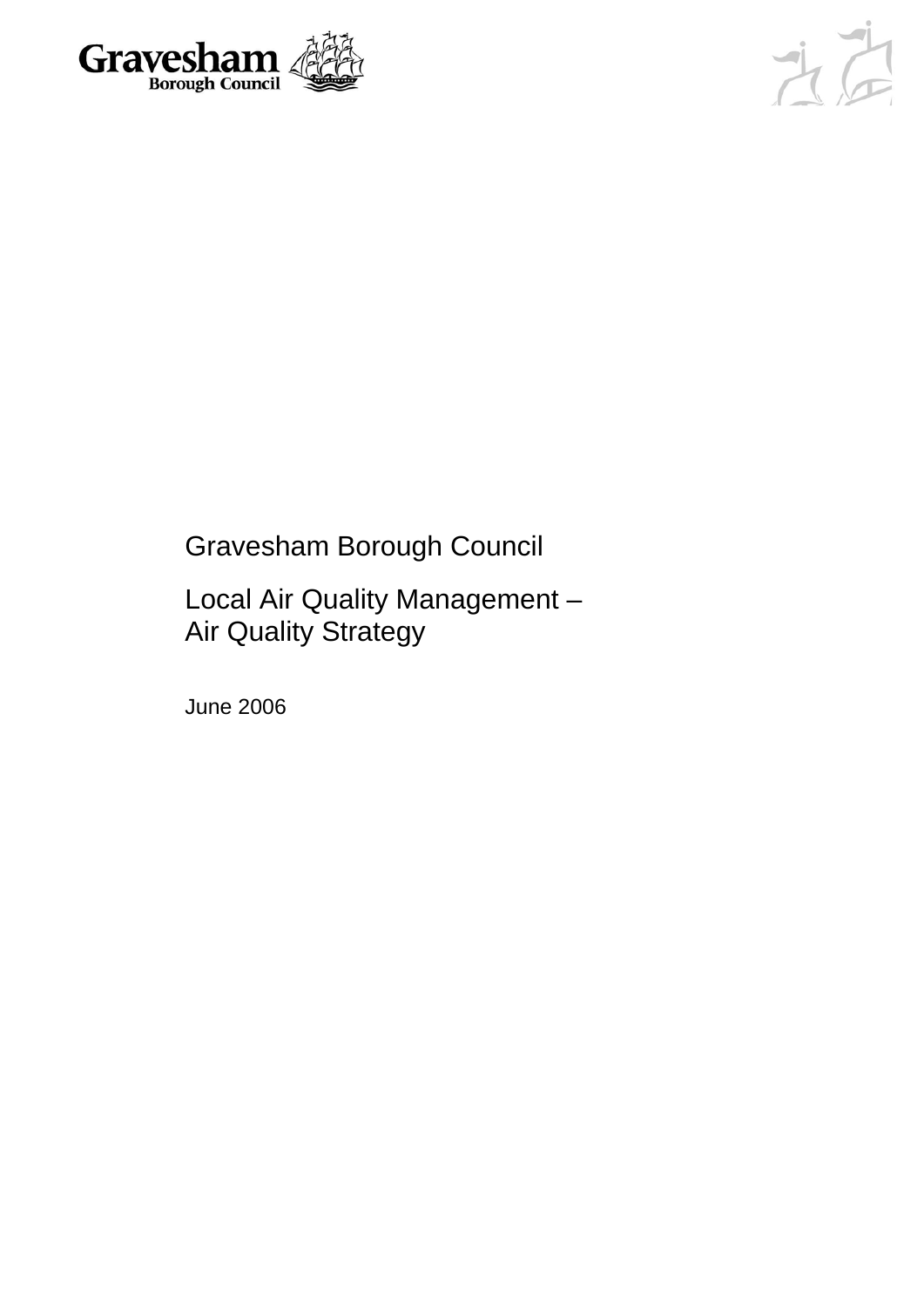Gravesham Borough Council

# Local Air Quality Management – Air Quality Strategy

June 2006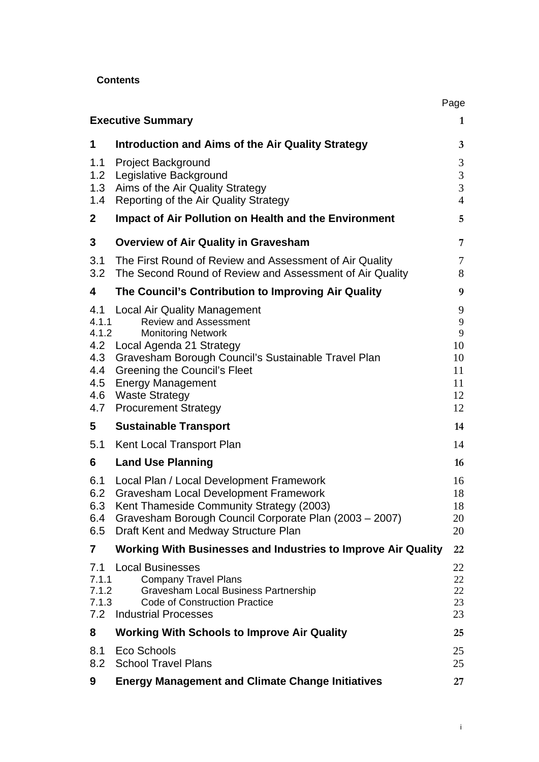**Contents**

| | | Page |
|---|---|---|
| | **Executive Summary** | 1 |
| **1** | **Introduction and Aims of the Air Quality Strategy** | **3** |
| 1.1 | Project Background | 3 |
| 1.2 | Legislative Background | 3 |
| 1.3 | Aims of the Air Quality Strategy | 3 |
| 1.4 | Reporting of the Air Quality Strategy | 4 |
| **2** | **Impact of Air Pollution on Health and the Environment** | **5** |
| **3** | **Overview of Air Quality in Gravesham** | **7** |
| 3.1 | The First Round of Review and Assessment of Air Quality | 7 |
| 3.2 | The Second Round of Review and Assessment of Air Quality | 8 |
| **4** | **The Council's Contribution to Improving Air Quality** | **9** |
| 4.1 | Local Air Quality Management | 9 |
| 4.1.1 | Review and Assessment | 9 |
| 4.1.2 | Monitoring Network | 9 |
| 4.2 | Local Agenda 21 Strategy | 10 |
| 4.3 | Gravesham Borough Council's Sustainable Travel Plan | 10 |
| 4.4 | Greening the Council's Fleet | 11 |
| 4.5 | Energy Management | 11 |
| 4.6 | Waste Strategy | 12 |
| 4.7 | Procurement Strategy | 12 |
| **5** | **Sustainable Transport** | **14** |
| 5.1 | Kent Local Transport Plan | 14 |
| **6** | **Land Use Planning** | **16** |
| 6.1 | Local Plan / Local Development Framework | 16 |
| 6.2 | Gravesham Local Development Framework | 18 |
| 6.3 | Kent Thameside Community Strategy (2003) | 18 |
| 6.4 | Gravesham Borough Council Corporate Plan (2003 – 2007) | 20 |
| 6.5 | Draft Kent and Medway Structure Plan | 20 |
| **7** | **Working With Businesses and Industries to Improve Air Quality** | **22** |
| 7.1 | Local Businesses | 22 |
| 7.1.1 | Company Travel Plans | 22 |
| 7.1.2 | Gravesham Local Business Partnership | 22 |
| 7.1.3 | Code of Construction Practice | 23 |
| 7.2 | Industrial Processes | 23 |
| **8** | **Working With Schools to Improve Air Quality** | **25** |
| 8.1 | Eco Schools | 25 |
| 8.2 | School Travel Plans | 25 |
| **9** | **Energy Management and Climate Change Initiatives** | **27** |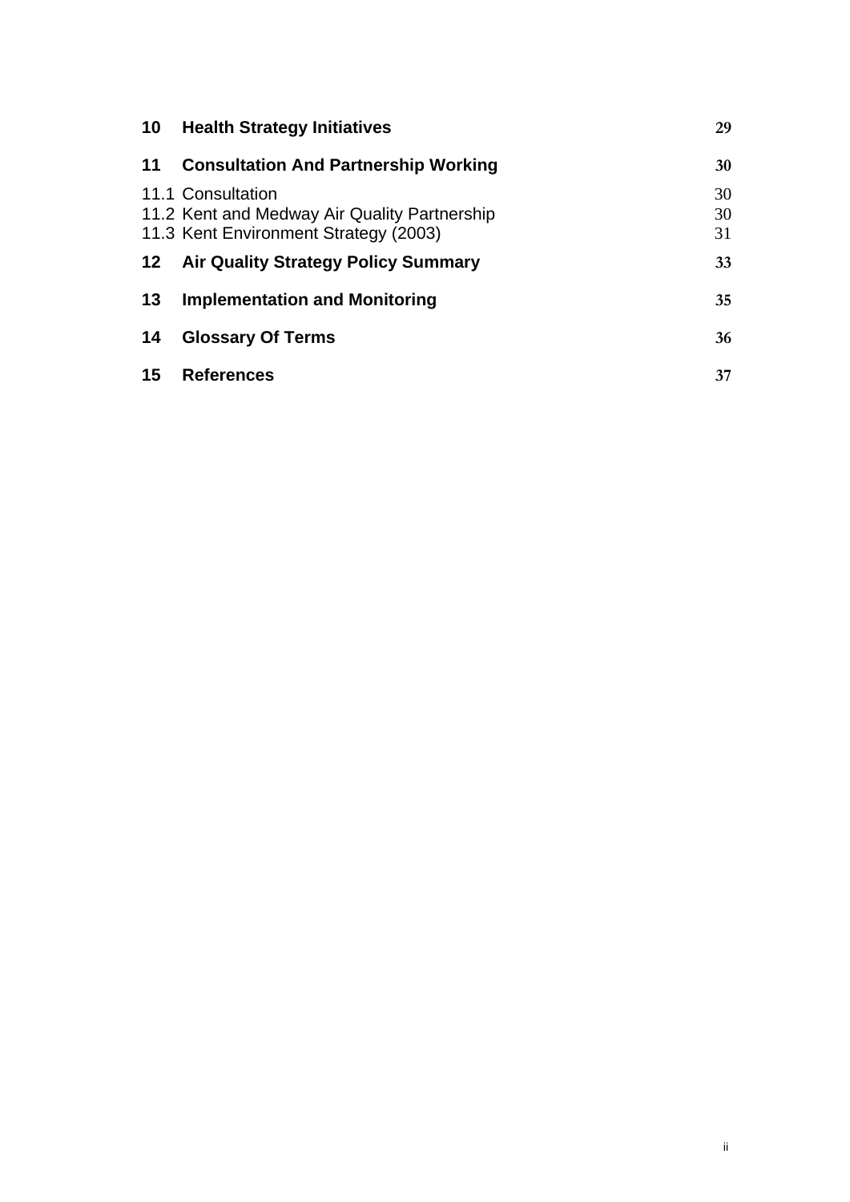| | | |
|---|---|---|
| **10** | **Health Strategy Initiatives** | **29** |
| **11** | **Consultation And Partnership Working** | **30** |
| | 11.1 Consultation | 30 |
| | 11.2 Kent and Medway Air Quality Partnership | 30 |
| | 11.3 Kent Environment Strategy (2003) | 31 |
| **12** | **Air Quality Strategy Policy Summary** | **33** |
| **13** | **Implementation and Monitoring** | **35** |
| **14** | **Glossary Of Terms** | **36** |
| **15** | **References** | **37** |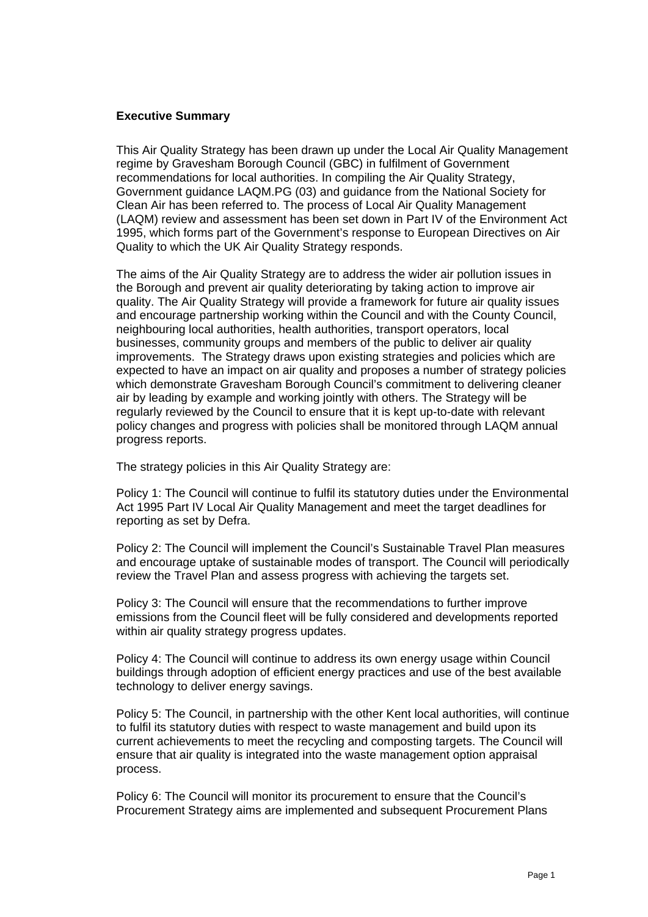## Executive Summary

This Air Quality Strategy has been drawn up under the Local Air Quality Management regime by Gravesham Borough Council (GBC) in fulfilment of Government recommendations for local authorities. In compiling the Air Quality Strategy, Government guidance LAQM.PG (03) and guidance from the National Society for Clean Air has been referred to. The process of Local Air Quality Management (LAQM) review and assessment has been set down in Part IV of the Environment Act 1995, which forms part of the Government's response to European Directives on Air Quality to which the UK Air Quality Strategy responds.

The aims of the Air Quality Strategy are to address the wider air pollution issues in the Borough and prevent air quality deteriorating by taking action to improve air quality. The Air Quality Strategy will provide a framework for future air quality issues and encourage partnership working within the Council and with the County Council, neighbouring local authorities, health authorities, transport operators, local businesses, community groups and members of the public to deliver air quality improvements. The Strategy draws upon existing strategies and policies which are expected to have an impact on air quality and proposes a number of strategy policies which demonstrate Gravesham Borough Council's commitment to delivering cleaner air by leading by example and working jointly with others. The Strategy will be regularly reviewed by the Council to ensure that it is kept up-to-date with relevant policy changes and progress with policies shall be monitored through LAQM annual progress reports.

The strategy policies in this Air Quality Strategy are:

Policy 1: The Council will continue to fulfil its statutory duties under the Environmental Act 1995 Part IV Local Air Quality Management and meet the target deadlines for reporting as set by Defra.

Policy 2: The Council will implement the Council's Sustainable Travel Plan measures and encourage uptake of sustainable modes of transport. The Council will periodically review the Travel Plan and assess progress with achieving the targets set.

Policy 3: The Council will ensure that the recommendations to further improve emissions from the Council fleet will be fully considered and developments reported within air quality strategy progress updates.

Policy 4: The Council will continue to address its own energy usage within Council buildings through adoption of efficient energy practices and use of the best available technology to deliver energy savings.

Policy 5: The Council, in partnership with the other Kent local authorities, will continue to fulfil its statutory duties with respect to waste management and build upon its current achievements to meet the recycling and composting targets. The Council will ensure that air quality is integrated into the waste management option appraisal process.

Policy 6: The Council will monitor its procurement to ensure that the Council's Procurement Strategy aims are implemented and subsequent Procurement Plans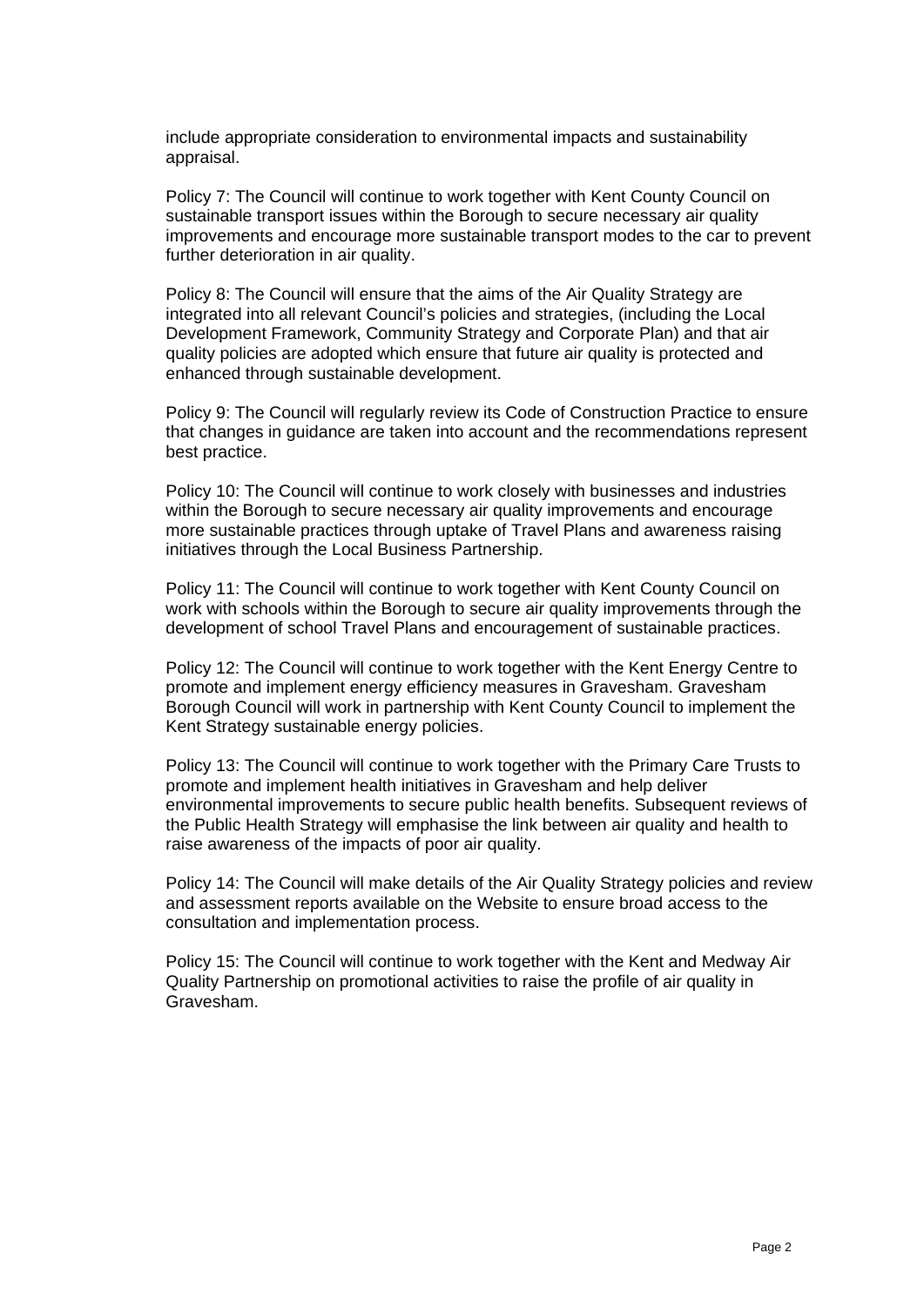include appropriate consideration to environmental impacts and sustainability appraisal.

Policy 7: The Council will continue to work together with Kent County Council on sustainable transport issues within the Borough to secure necessary air quality improvements and encourage more sustainable transport modes to the car to prevent further deterioration in air quality.

Policy 8: The Council will ensure that the aims of the Air Quality Strategy are integrated into all relevant Council's policies and strategies, (including the Local Development Framework, Community Strategy and Corporate Plan) and that air quality policies are adopted which ensure that future air quality is protected and enhanced through sustainable development.

Policy 9: The Council will regularly review its Code of Construction Practice to ensure that changes in guidance are taken into account and the recommendations represent best practice.

Policy 10: The Council will continue to work closely with businesses and industries within the Borough to secure necessary air quality improvements and encourage more sustainable practices through uptake of Travel Plans and awareness raising initiatives through the Local Business Partnership.

Policy 11: The Council will continue to work together with Kent County Council on work with schools within the Borough to secure air quality improvements through the development of school Travel Plans and encouragement of sustainable practices.

Policy 12: The Council will continue to work together with the Kent Energy Centre to promote and implement energy efficiency measures in Gravesham. Gravesham Borough Council will work in partnership with Kent County Council to implement the Kent Strategy sustainable energy policies.

Policy 13: The Council will continue to work together with the Primary Care Trusts to promote and implement health initiatives in Gravesham and help deliver environmental improvements to secure public health benefits. Subsequent reviews of the Public Health Strategy will emphasise the link between air quality and health to raise awareness of the impacts of poor air quality.

Policy 14: The Council will make details of the Air Quality Strategy policies and review and assessment reports available on the Website to ensure broad access to the consultation and implementation process.

Policy 15: The Council will continue to work together with the Kent and Medway Air Quality Partnership on promotional activities to raise the profile of air quality in Gravesham.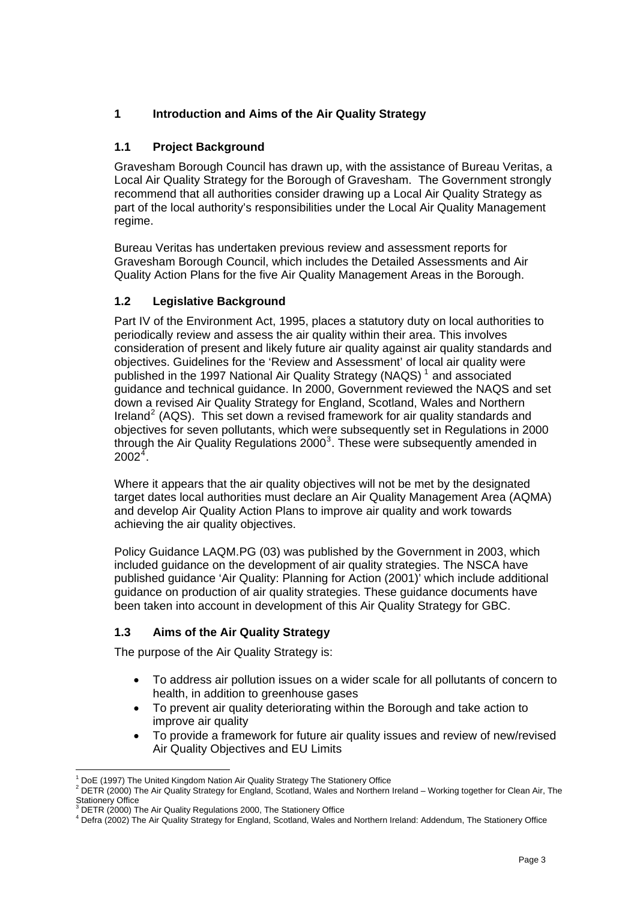# 1 Introduction and Aims of the Air Quality Strategy

## 1.1 Project Background

Gravesham Borough Council has drawn up, with the assistance of Bureau Veritas, a Local Air Quality Strategy for the Borough of Gravesham. The Government strongly recommend that all authorities consider drawing up a Local Air Quality Strategy as part of the local authority's responsibilities under the Local Air Quality Management regime.

Bureau Veritas has undertaken previous review and assessment reports for Gravesham Borough Council, which includes the Detailed Assessments and Air Quality Action Plans for the five Air Quality Management Areas in the Borough.

## 1.2 Legislative Background

Part IV of the Environment Act, 1995, places a statutory duty on local authorities to periodically review and assess the air quality within their area. This involves consideration of present and likely future air quality against air quality standards and objectives. Guidelines for the 'Review and Assessment' of local air quality were published in the 1997 National Air Quality Strategy (NAQS) [1] and associated guidance and technical guidance. In 2000, Government reviewed the NAQS and set down a revised Air Quality Strategy for England, Scotland, Wales and Northern Ireland[2] (AQS). This set down a revised framework for air quality standards and objectives for seven pollutants, which were subsequently set in Regulations in 2000 through the Air Quality Regulations 2000[3]. These were subsequently amended in 2002[4].

Where it appears that the air quality objectives will not be met by the designated target dates local authorities must declare an Air Quality Management Area (AQMA) and develop Air Quality Action Plans to improve air quality and work towards achieving the air quality objectives.

Policy Guidance LAQM.PG (03) was published by the Government in 2003, which included guidance on the development of air quality strategies. The NSCA have published guidance 'Air Quality: Planning for Action (2001)' which include additional guidance on production of air quality strategies. These guidance documents have been taken into account in development of this Air Quality Strategy for GBC.

## 1.3 Aims of the Air Quality Strategy

The purpose of the Air Quality Strategy is:

- To address air pollution issues on a wider scale for all pollutants of concern to health, in addition to greenhouse gases
- To prevent air quality deteriorating within the Borough and take action to improve air quality
- To provide a framework for future air quality issues and review of new/revised Air Quality Objectives and EU Limits

---

[1] DoE (1997) The United Kingdom Nation Air Quality Strategy The Stationery Office
[2] DETR (2000) The Air Quality Strategy for England, Scotland, Wales and Northern Ireland – Working together for Clean Air, The Stationery Office
[3] DETR (2000) The Air Quality Regulations 2000, The Stationery Office
[4] Defra (2002) The Air Quality Strategy for England, Scotland, Wales and Northern Ireland: Addendum, The Stationery Office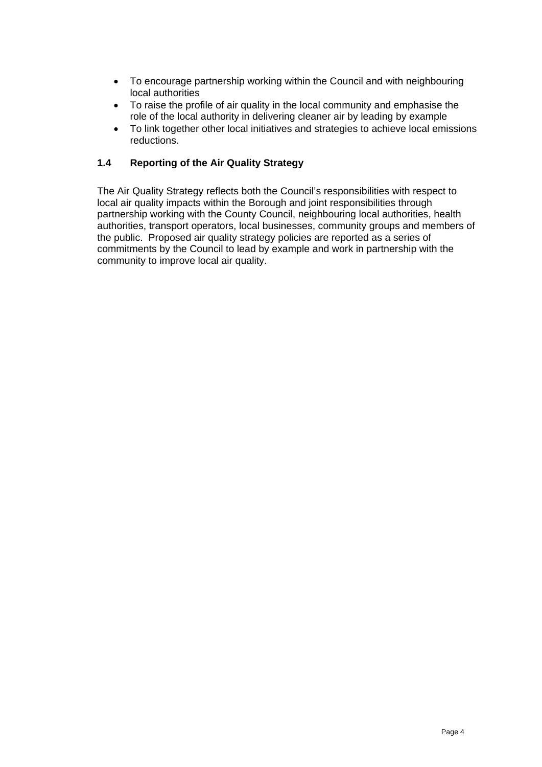- To encourage partnership working within the Council and with neighbouring local authorities
- To raise the profile of air quality in the local community and emphasise the role of the local authority in delivering cleaner air by leading by example
- To link together other local initiatives and strategies to achieve local emissions reductions.

### 1.4 Reporting of the Air Quality Strategy

The Air Quality Strategy reflects both the Council's responsibilities with respect to local air quality impacts within the Borough and joint responsibilities through partnership working with the County Council, neighbouring local authorities, health authorities, transport operators, local businesses, community groups and members of the public. Proposed air quality strategy policies are reported as a series of commitments by the Council to lead by example and work in partnership with the community to improve local air quality.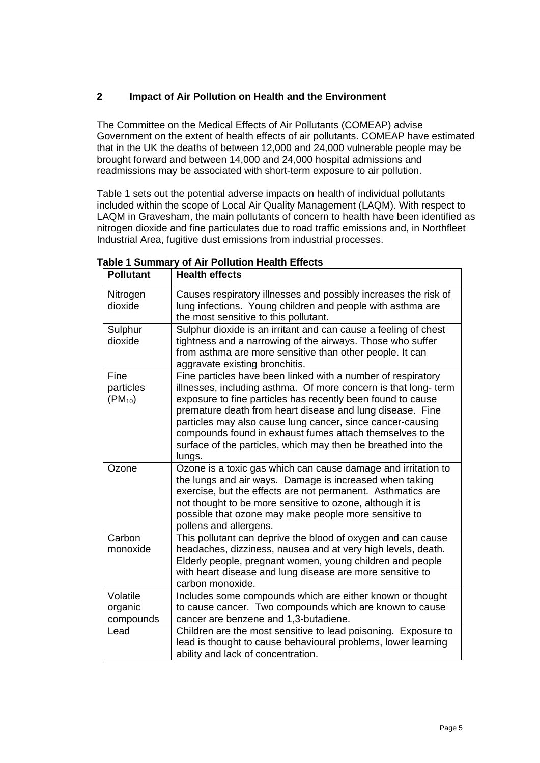## 2 Impact of Air Pollution on Health and the Environment

The Committee on the Medical Effects of Air Pollutants (COMEAP) advise Government on the extent of health effects of air pollutants. COMEAP have estimated that in the UK the deaths of between 12,000 and 24,000 vulnerable people may be brought forward and between 14,000 and 24,000 hospital admissions and readmissions may be associated with short-term exposure to air pollution.

Table 1 sets out the potential adverse impacts on health of individual pollutants included within the scope of Local Air Quality Management (LAQM). With respect to LAQM in Gravesham, the main pollutants of concern to health have been identified as nitrogen dioxide and fine particulates due to road traffic emissions and, in Northfleet Industrial Area, fugitive dust emissions from industrial processes.

**Table 1 Summary of Air Pollution Health Effects**

| Pollutant | Health effects |
|---|---|
| Nitrogen dioxide | Causes respiratory illnesses and possibly increases the risk of lung infections. Young children and people with asthma are the most sensitive to this pollutant. |
| Sulphur dioxide | Sulphur dioxide is an irritant and can cause a feeling of chest tightness and a narrowing of the airways. Those who suffer from asthma are more sensitive than other people. It can aggravate existing bronchitis. |
| Fine particles ($PM_{10}$) | Fine particles have been linked with a number of respiratory illnesses, including asthma. Of more concern is that long- term exposure to fine particles has recently been found to cause premature death from heart disease and lung disease. Fine particles may also cause lung cancer, since cancer-causing compounds found in exhaust fumes attach themselves to the surface of the particles, which may then be breathed into the lungs. |
| Ozone | Ozone is a toxic gas which can cause damage and irritation to the lungs and air ways. Damage is increased when taking exercise, but the effects are not permanent. Asthmatics are not thought to be more sensitive to ozone, although it is possible that ozone may make people more sensitive to pollens and allergens. |
| Carbon monoxide | This pollutant can deprive the blood of oxygen and can cause headaches, dizziness, nausea and at very high levels, death. Elderly people, pregnant women, young children and people with heart disease and lung disease are more sensitive to carbon monoxide. |
| Volatile organic compounds | Includes some compounds which are either known or thought to cause cancer. Two compounds which are known to cause cancer are benzene and 1,3-butadiene. |
| Lead | Children are the most sensitive to lead poisoning. Exposure to lead is thought to cause behavioural problems, lower learning ability and lack of concentration. |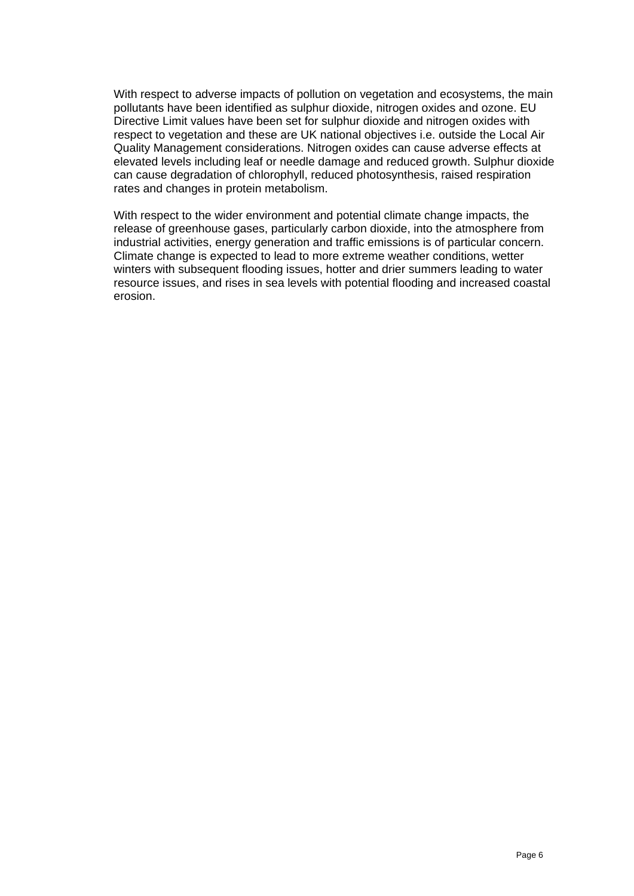With respect to adverse impacts of pollution on vegetation and ecosystems, the main pollutants have been identified as sulphur dioxide, nitrogen oxides and ozone. EU Directive Limit values have been set for sulphur dioxide and nitrogen oxides with respect to vegetation and these are UK national objectives i.e. outside the Local Air Quality Management considerations. Nitrogen oxides can cause adverse effects at elevated levels including leaf or needle damage and reduced growth. Sulphur dioxide can cause degradation of chlorophyll, reduced photosynthesis, raised respiration rates and changes in protein metabolism.

With respect to the wider environment and potential climate change impacts, the release of greenhouse gases, particularly carbon dioxide, into the atmosphere from industrial activities, energy generation and traffic emissions is of particular concern. Climate change is expected to lead to more extreme weather conditions, wetter winters with subsequent flooding issues, hotter and drier summers leading to water resource issues, and rises in sea levels with potential flooding and increased coastal erosion.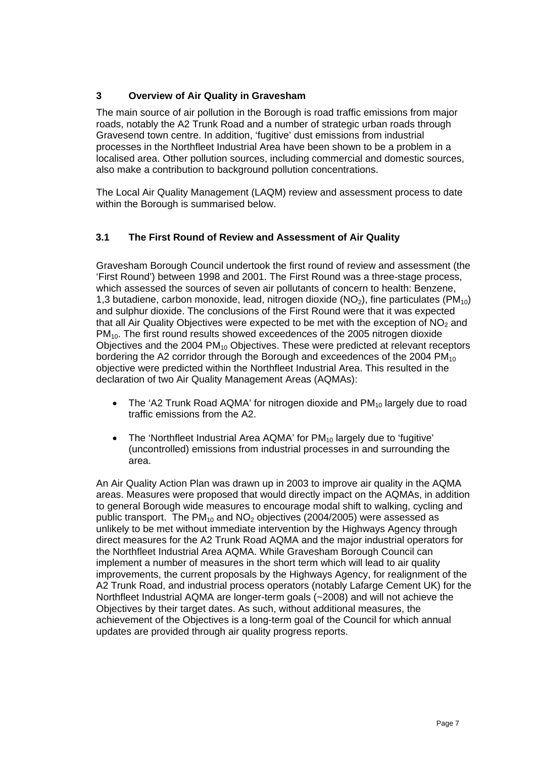## 3 Overview of Air Quality in Gravesham

The main source of air pollution in the Borough is road traffic emissions from major roads, notably the A2 Trunk Road and a number of strategic urban roads through Gravesend town centre. In addition, 'fugitive' dust emissions from industrial processes in the Northfleet Industrial Area have been shown to be a problem in a localised area. Other pollution sources, including commercial and domestic sources, also make a contribution to background pollution concentrations.

The Local Air Quality Management (LAQM) review and assessment process to date within the Borough is summarised below.

### 3.1 The First Round of Review and Assessment of Air Quality

Gravesham Borough Council undertook the first round of review and assessment (the 'First Round') between 1998 and 2001. The First Round was a three-stage process, which assessed the sources of seven air pollutants of concern to health: Benzene, 1,3 butadiene, carbon monoxide, lead, nitrogen dioxide ($NO_2$), fine particulates ($PM_{10}$) and sulphur dioxide. The conclusions of the First Round were that it was expected that all Air Quality Objectives were expected to be met with the exception of $NO_2$ and $PM_{10}$. The first round results showed exceedences of the 2005 nitrogen dioxide Objectives and the 2004 $PM_{10}$ Objectives. These were predicted at relevant receptors bordering the A2 corridor through the Borough and exceedences of the 2004 $PM_{10}$ objective were predicted within the Northfleet Industrial Area. This resulted in the declaration of two Air Quality Management Areas (AQMAs):

- The 'A2 Trunk Road AQMA' for nitrogen dioxide and $PM_{10}$ largely due to road traffic emissions from the A2.
- The 'Northfleet Industrial Area AQMA' for $PM_{10}$ largely due to 'fugitive' (uncontrolled) emissions from industrial processes in and surrounding the area.

An Air Quality Action Plan was drawn up in 2003 to improve air quality in the AQMA areas. Measures were proposed that would directly impact on the AQMAs, in addition to general Borough wide measures to encourage modal shift to walking, cycling and public transport. The $PM_{10}$ and $NO_2$ objectives (2004/2005) were assessed as unlikely to be met without immediate intervention by the Highways Agency through direct measures for the A2 Trunk Road AQMA and the major industrial operators for the Northfleet Industrial Area AQMA. While Gravesham Borough Council can implement a number of measures in the short term which will lead to air quality improvements, the current proposals by the Highways Agency, for realignment of the A2 Trunk Road, and industrial process operators (notably Lafarge Cement UK) for the Northfleet Industrial AQMA are longer-term goals (~2008) and will not achieve the Objectives by their target dates. As such, without additional measures, the achievement of the Objectives is a long-term goal of the Council for which annual updates are provided through air quality progress reports.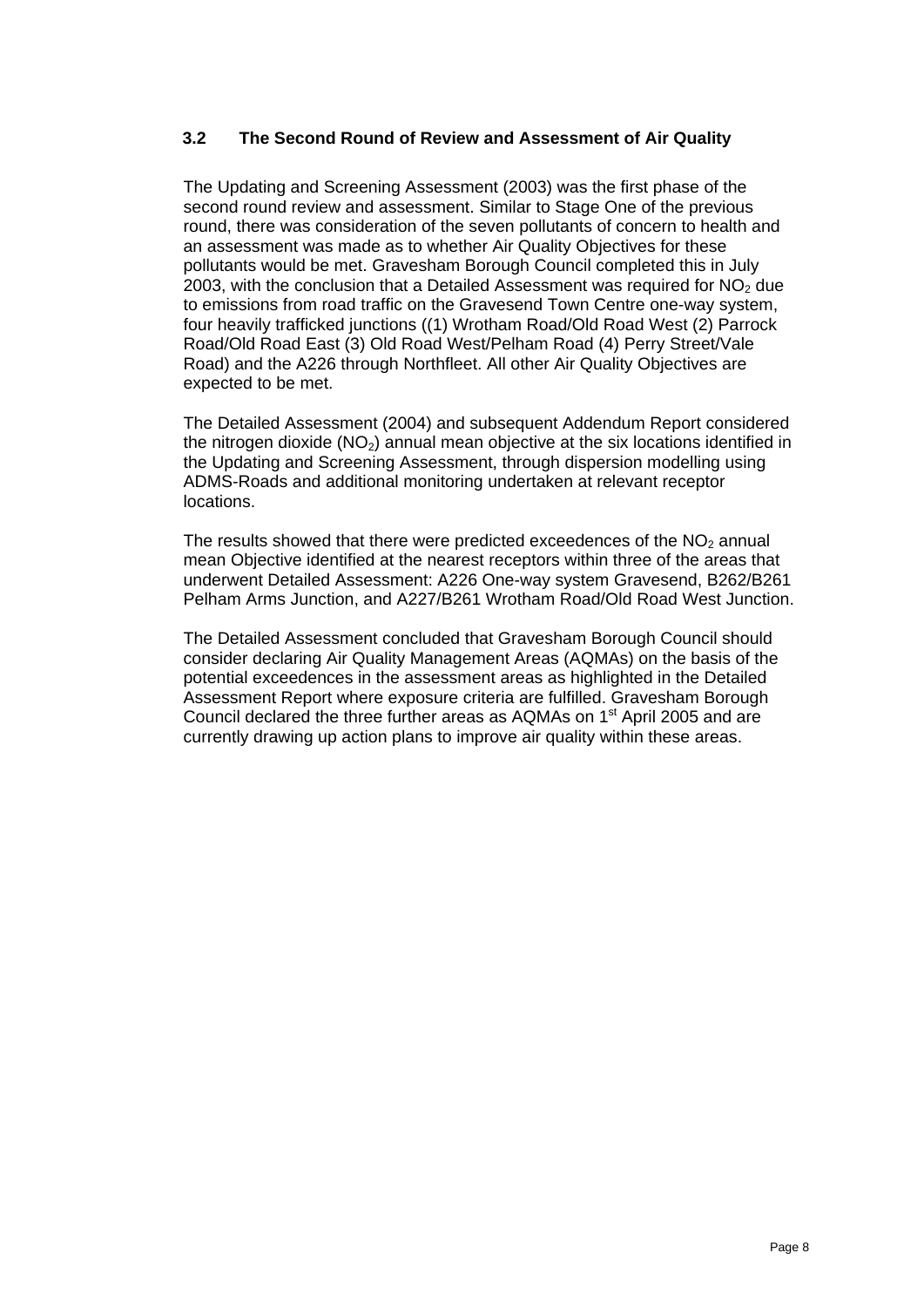### 3.2 The Second Round of Review and Assessment of Air Quality

The Updating and Screening Assessment (2003) was the first phase of the second round review and assessment. Similar to Stage One of the previous round, there was consideration of the seven pollutants of concern to health and an assessment was made as to whether Air Quality Objectives for these pollutants would be met. Gravesham Borough Council completed this in July 2003, with the conclusion that a Detailed Assessment was required for $NO_2$ due to emissions from road traffic on the Gravesend Town Centre one-way system, four heavily trafficked junctions ((1) Wrotham Road/Old Road West (2) Parrock Road/Old Road East (3) Old Road West/Pelham Road (4) Perry Street/Vale Road) and the A226 through Northfleet. All other Air Quality Objectives are expected to be met.

The Detailed Assessment (2004) and subsequent Addendum Report considered the nitrogen dioxide ($NO_2$) annual mean objective at the six locations identified in the Updating and Screening Assessment, through dispersion modelling using ADMS-Roads and additional monitoring undertaken at relevant receptor locations.

The results showed that there were predicted exceedences of the $NO_2$ annual mean Objective identified at the nearest receptors within three of the areas that underwent Detailed Assessment: A226 One-way system Gravesend, B262/B261 Pelham Arms Junction, and A227/B261 Wrotham Road/Old Road West Junction.

The Detailed Assessment concluded that Gravesham Borough Council should consider declaring Air Quality Management Areas (AQMAs) on the basis of the potential exceedences in the assessment areas as highlighted in the Detailed Assessment Report where exposure criteria are fulfilled. Gravesham Borough Council declared the three further areas as AQMAs on 1st April 2005 and are currently drawing up action plans to improve air quality within these areas.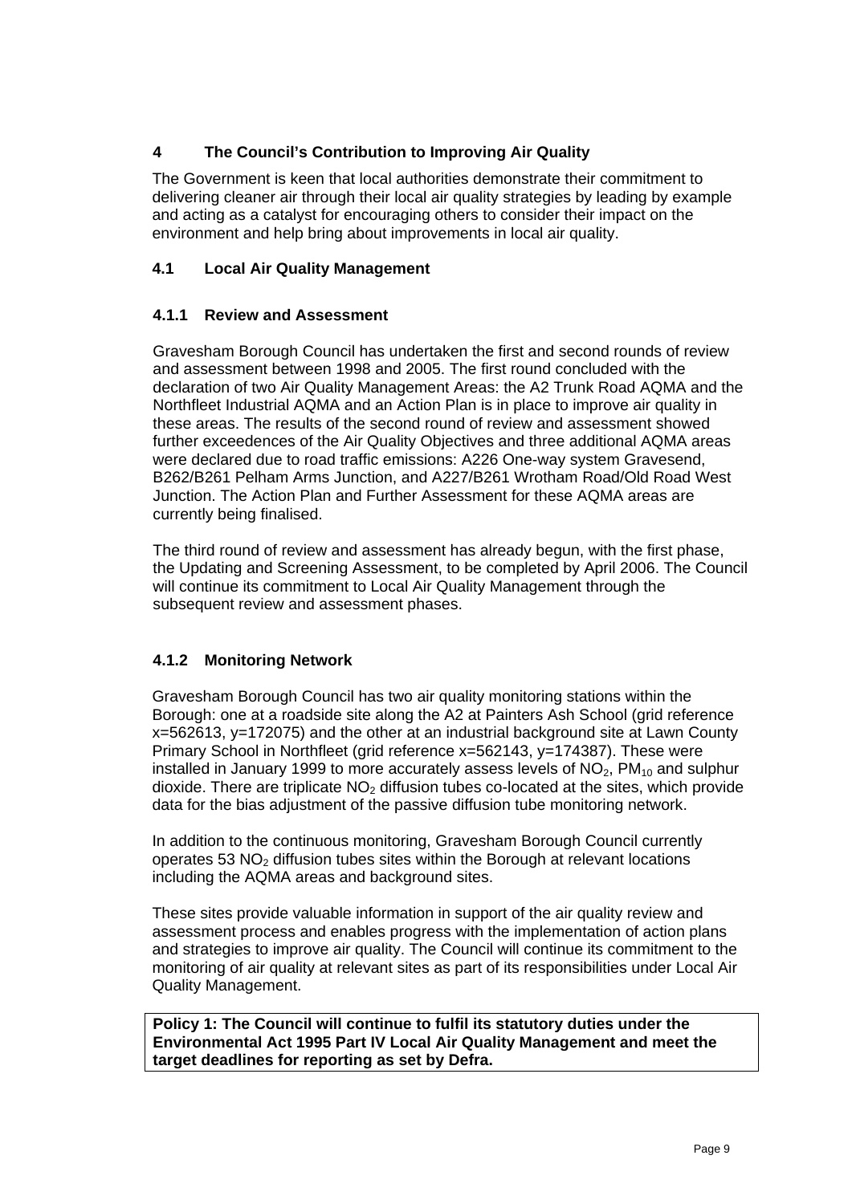## 4 The Council's Contribution to Improving Air Quality

The Government is keen that local authorities demonstrate their commitment to delivering cleaner air through their local air quality strategies by leading by example and acting as a catalyst for encouraging others to consider their impact on the environment and help bring about improvements in local air quality.

### 4.1 Local Air Quality Management

#### 4.1.1 Review and Assessment

Gravesham Borough Council has undertaken the first and second rounds of review and assessment between 1998 and 2005. The first round concluded with the declaration of two Air Quality Management Areas: the A2 Trunk Road AQMA and the Northfleet Industrial AQMA and an Action Plan is in place to improve air quality in these areas. The results of the second round of review and assessment showed further exceedences of the Air Quality Objectives and three additional AQMA areas were declared due to road traffic emissions: A226 One-way system Gravesend, B262/B261 Pelham Arms Junction, and A227/B261 Wrotham Road/Old Road West Junction. The Action Plan and Further Assessment for these AQMA areas are currently being finalised.

The third round of review and assessment has already begun, with the first phase, the Updating and Screening Assessment, to be completed by April 2006. The Council will continue its commitment to Local Air Quality Management through the subsequent review and assessment phases.

#### 4.1.2 Monitoring Network

Gravesham Borough Council has two air quality monitoring stations within the Borough: one at a roadside site along the A2 at Painters Ash School (grid reference x=562613, y=172075) and the other at an industrial background site at Lawn County Primary School in Northfleet (grid reference x=562143, y=174387). These were installed in January 1999 to more accurately assess levels of $NO_2$, $PM_{10}$ and sulphur dioxide. There are triplicate $NO_2$ diffusion tubes co-located at the sites, which provide data for the bias adjustment of the passive diffusion tube monitoring network.

In addition to the continuous monitoring, Gravesham Borough Council currently operates 53 $NO_2$ diffusion tubes sites within the Borough at relevant locations including the AQMA areas and background sites.

These sites provide valuable information in support of the air quality review and assessment process and enables progress with the implementation of action plans and strategies to improve air quality. The Council will continue its commitment to the monitoring of air quality at relevant sites as part of its responsibilities under Local Air Quality Management.

**Policy 1: The Council will continue to fulfil its statutory duties under the Environmental Act 1995 Part IV Local Air Quality Management and meet the target deadlines for reporting as set by Defra.**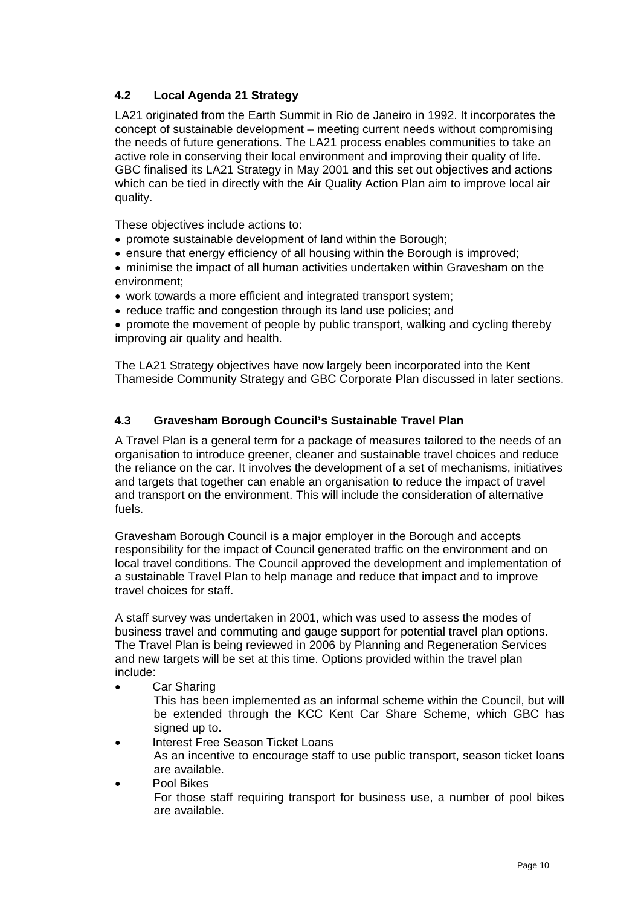### 4.2 Local Agenda 21 Strategy

LA21 originated from the Earth Summit in Rio de Janeiro in 1992. It incorporates the concept of sustainable development – meeting current needs without compromising the needs of future generations. The LA21 process enables communities to take an active role in conserving their local environment and improving their quality of life. GBC finalised its LA21 Strategy in May 2001 and this set out objectives and actions which can be tied in directly with the Air Quality Action Plan aim to improve local air quality.

These objectives include actions to:

- promote sustainable development of land within the Borough;
- ensure that energy efficiency of all housing within the Borough is improved;
- minimise the impact of all human activities undertaken within Gravesham on the environment;
- work towards a more efficient and integrated transport system;
- reduce traffic and congestion through its land use policies; and
- promote the movement of people by public transport, walking and cycling thereby improving air quality and health.

The LA21 Strategy objectives have now largely been incorporated into the Kent Thameside Community Strategy and GBC Corporate Plan discussed in later sections.

### 4.3 Gravesham Borough Council's Sustainable Travel Plan

A Travel Plan is a general term for a package of measures tailored to the needs of an organisation to introduce greener, cleaner and sustainable travel choices and reduce the reliance on the car. It involves the development of a set of mechanisms, initiatives and targets that together can enable an organisation to reduce the impact of travel and transport on the environment. This will include the consideration of alternative fuels.

Gravesham Borough Council is a major employer in the Borough and accepts responsibility for the impact of Council generated traffic on the environment and on local travel conditions. The Council approved the development and implementation of a sustainable Travel Plan to help manage and reduce that impact and to improve travel choices for staff.

A staff survey was undertaken in 2001, which was used to assess the modes of business travel and commuting and gauge support for potential travel plan options. The Travel Plan is being reviewed in 2006 by Planning and Regeneration Services and new targets will be set at this time. Options provided within the travel plan include:

- Car Sharing
  This has been implemented as an informal scheme within the Council, but will be extended through the KCC Kent Car Share Scheme, which GBC has signed up to.
- Interest Free Season Ticket Loans
  As an incentive to encourage staff to use public transport, season ticket loans are available.
- Pool Bikes
  For those staff requiring transport for business use, a number of pool bikes are available.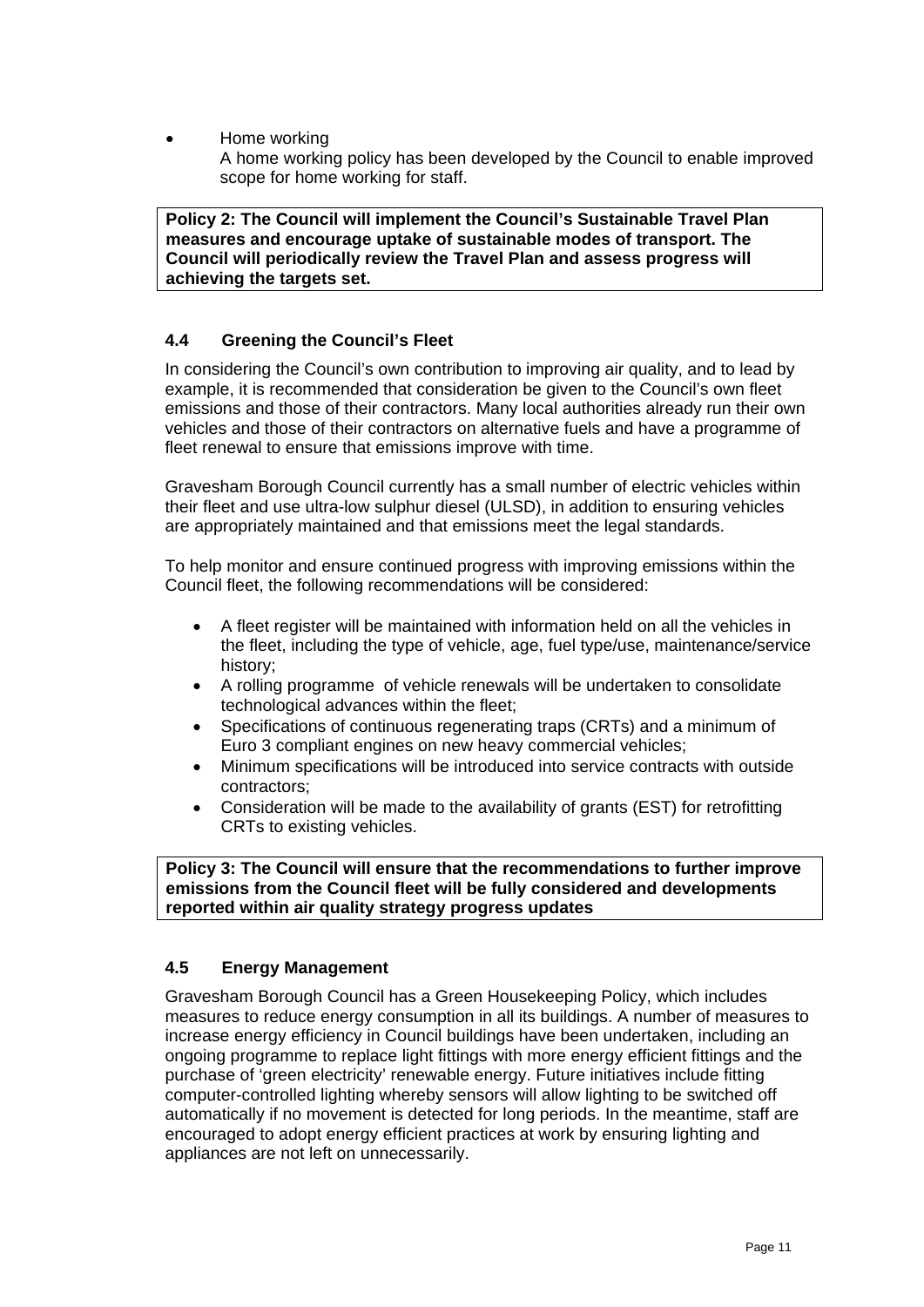- Home working
  A home working policy has been developed by the Council to enable improved scope for home working for staff.

**Policy 2: The Council will implement the Council's Sustainable Travel Plan measures and encourage uptake of sustainable modes of transport. The Council will periodically review the Travel Plan and assess progress will achieving the targets set.**

### 4.4 Greening the Council's Fleet

In considering the Council's own contribution to improving air quality, and to lead by example, it is recommended that consideration be given to the Council's own fleet emissions and those of their contractors. Many local authorities already run their own vehicles and those of their contractors on alternative fuels and have a programme of fleet renewal to ensure that emissions improve with time.

Gravesham Borough Council currently has a small number of electric vehicles within their fleet and use ultra-low sulphur diesel (ULSD), in addition to ensuring vehicles are appropriately maintained and that emissions meet the legal standards.

To help monitor and ensure continued progress with improving emissions within the Council fleet, the following recommendations will be considered:

- A fleet register will be maintained with information held on all the vehicles in the fleet, including the type of vehicle, age, fuel type/use, maintenance/service history;
- A rolling programme of vehicle renewals will be undertaken to consolidate technological advances within the fleet;
- Specifications of continuous regenerating traps (CRTs) and a minimum of Euro 3 compliant engines on new heavy commercial vehicles;
- Minimum specifications will be introduced into service contracts with outside contractors;
- Consideration will be made to the availability of grants (EST) for retrofitting CRTs to existing vehicles.

**Policy 3: The Council will ensure that the recommendations to further improve emissions from the Council fleet will be fully considered and developments reported within air quality strategy progress updates**

### 4.5 Energy Management

Gravesham Borough Council has a Green Housekeeping Policy, which includes measures to reduce energy consumption in all its buildings. A number of measures to increase energy efficiency in Council buildings have been undertaken, including an ongoing programme to replace light fittings with more energy efficient fittings and the purchase of 'green electricity' renewable energy. Future initiatives include fitting computer-controlled lighting whereby sensors will allow lighting to be switched off automatically if no movement is detected for long periods. In the meantime, staff are encouraged to adopt energy efficient practices at work by ensuring lighting and appliances are not left on unnecessarily.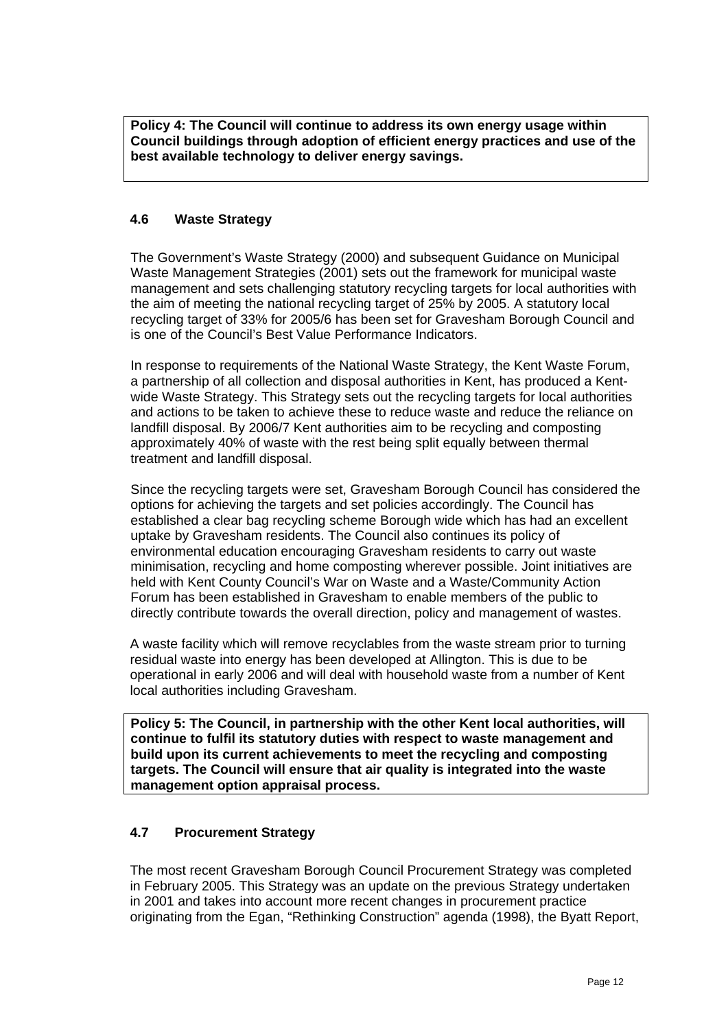**Policy 4: The Council will continue to address its own energy usage within Council buildings through adoption of efficient energy practices and use of the best available technology to deliver energy savings.**

## 4.6 Waste Strategy

The Government's Waste Strategy (2000) and subsequent Guidance on Municipal Waste Management Strategies (2001) sets out the framework for municipal waste management and sets challenging statutory recycling targets for local authorities with the aim of meeting the national recycling target of 25% by 2005. A statutory local recycling target of 33% for 2005/6 has been set for Gravesham Borough Council and is one of the Council's Best Value Performance Indicators.

In response to requirements of the National Waste Strategy, the Kent Waste Forum, a partnership of all collection and disposal authorities in Kent, has produced a Kent-wide Waste Strategy. This Strategy sets out the recycling targets for local authorities and actions to be taken to achieve these to reduce waste and reduce the reliance on landfill disposal. By 2006/7 Kent authorities aim to be recycling and composting approximately 40% of waste with the rest being split equally between thermal treatment and landfill disposal.

Since the recycling targets were set, Gravesham Borough Council has considered the options for achieving the targets and set policies accordingly. The Council has established a clear bag recycling scheme Borough wide which has had an excellent uptake by Gravesham residents. The Council also continues its policy of environmental education encouraging Gravesham residents to carry out waste minimisation, recycling and home composting wherever possible. Joint initiatives are held with Kent County Council's War on Waste and a Waste/Community Action Forum has been established in Gravesham to enable members of the public to directly contribute towards the overall direction, policy and management of wastes.

A waste facility which will remove recyclables from the waste stream prior to turning residual waste into energy has been developed at Allington. This is due to be operational in early 2006 and will deal with household waste from a number of Kent local authorities including Gravesham.

**Policy 5: The Council, in partnership with the other Kent local authorities, will continue to fulfil its statutory duties with respect to waste management and build upon its current achievements to meet the recycling and composting targets. The Council will ensure that air quality is integrated into the waste management option appraisal process.**

## 4.7 Procurement Strategy

The most recent Gravesham Borough Council Procurement Strategy was completed in February 2005. This Strategy was an update on the previous Strategy undertaken in 2001 and takes into account more recent changes in procurement practice originating from the Egan, "Rethinking Construction" agenda (1998), the Byatt Report,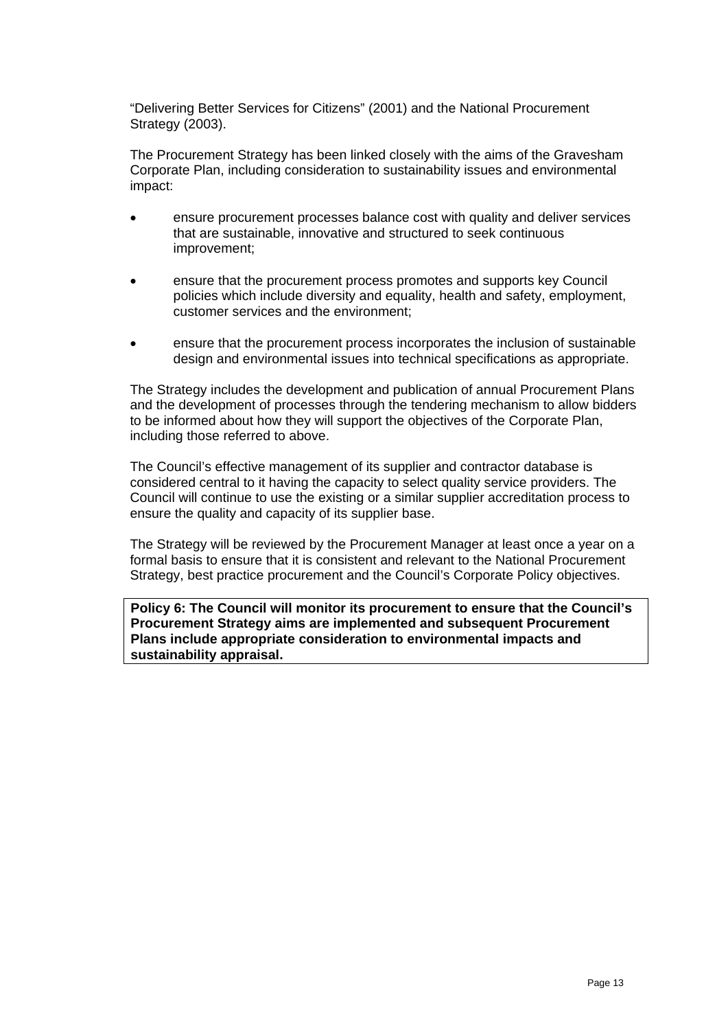"Delivering Better Services for Citizens" (2001) and the National Procurement Strategy (2003).

The Procurement Strategy has been linked closely with the aims of the Gravesham Corporate Plan, including consideration to sustainability issues and environmental impact:

- ensure procurement processes balance cost with quality and deliver services that are sustainable, innovative and structured to seek continuous improvement;
- ensure that the procurement process promotes and supports key Council policies which include diversity and equality, health and safety, employment, customer services and the environment;
- ensure that the procurement process incorporates the inclusion of sustainable design and environmental issues into technical specifications as appropriate.

The Strategy includes the development and publication of annual Procurement Plans and the development of processes through the tendering mechanism to allow bidders to be informed about how they will support the objectives of the Corporate Plan, including those referred to above.

The Council's effective management of its supplier and contractor database is considered central to it having the capacity to select quality service providers. The Council will continue to use the existing or a similar supplier accreditation process to ensure the quality and capacity of its supplier base.

The Strategy will be reviewed by the Procurement Manager at least once a year on a formal basis to ensure that it is consistent and relevant to the National Procurement Strategy, best practice procurement and the Council's Corporate Policy objectives.

**Policy 6: The Council will monitor its procurement to ensure that the Council's Procurement Strategy aims are implemented and subsequent Procurement Plans include appropriate consideration to environmental impacts and sustainability appraisal.**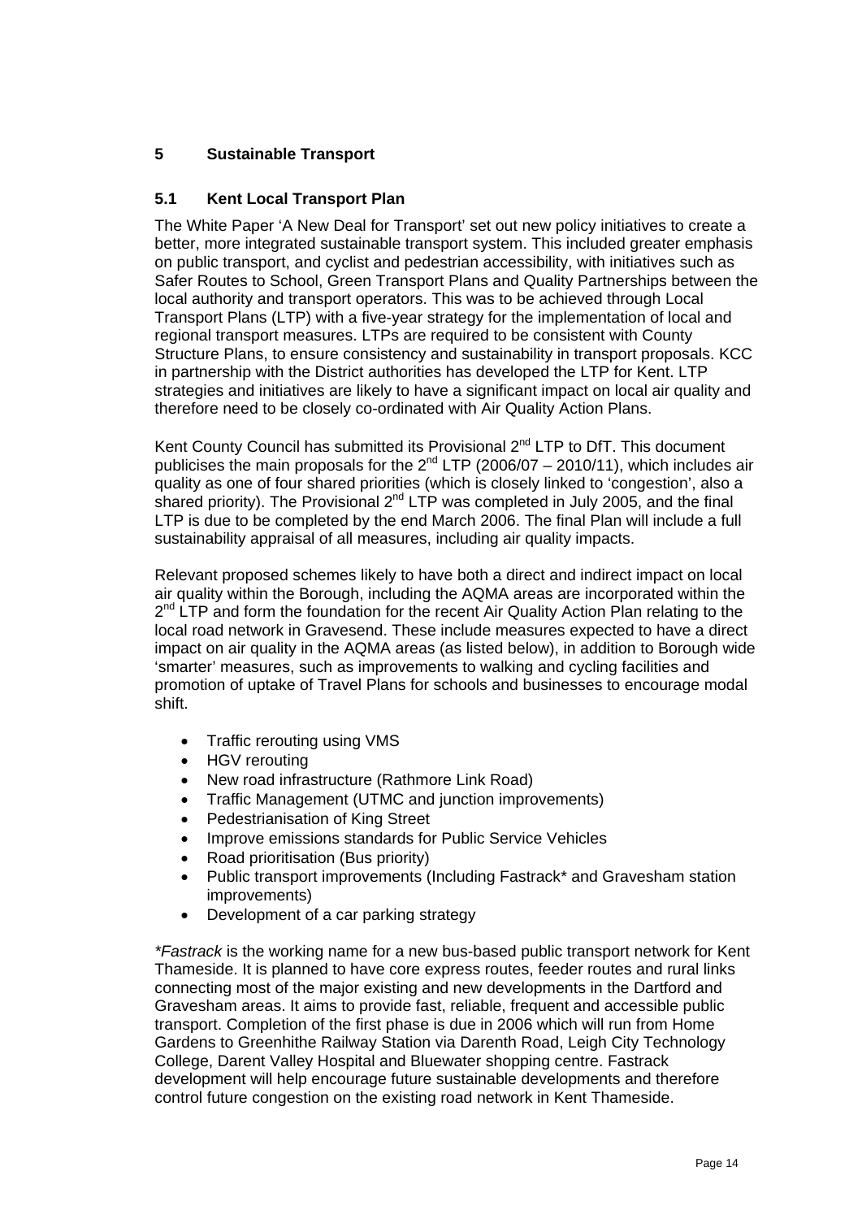## 5 Sustainable Transport

### 5.1 Kent Local Transport Plan

The White Paper 'A New Deal for Transport' set out new policy initiatives to create a better, more integrated sustainable transport system. This included greater emphasis on public transport, and cyclist and pedestrian accessibility, with initiatives such as Safer Routes to School, Green Transport Plans and Quality Partnerships between the local authority and transport operators. This was to be achieved through Local Transport Plans (LTP) with a five-year strategy for the implementation of local and regional transport measures. LTPs are required to be consistent with County Structure Plans, to ensure consistency and sustainability in transport proposals. KCC in partnership with the District authorities has developed the LTP for Kent. LTP strategies and initiatives are likely to have a significant impact on local air quality and therefore need to be closely co-ordinated with Air Quality Action Plans.

Kent County Council has submitted its Provisional 2nd LTP to DfT. This document publicises the main proposals for the 2nd LTP (2006/07 – 2010/11), which includes air quality as one of four shared priorities (which is closely linked to 'congestion', also a shared priority). The Provisional 2nd LTP was completed in July 2005, and the final LTP is due to be completed by the end March 2006. The final Plan will include a full sustainability appraisal of all measures, including air quality impacts.

Relevant proposed schemes likely to have both a direct and indirect impact on local air quality within the Borough, including the AQMA areas are incorporated within the 2nd LTP and form the foundation for the recent Air Quality Action Plan relating to the local road network in Gravesend. These include measures expected to have a direct impact on air quality in the AQMA areas (as listed below), in addition to Borough wide 'smarter' measures, such as improvements to walking and cycling facilities and promotion of uptake of Travel Plans for schools and businesses to encourage modal shift.

- Traffic rerouting using VMS
- HGV rerouting
- New road infrastructure (Rathmore Link Road)
- Traffic Management (UTMC and junction improvements)
- Pedestrianisation of King Street
- Improve emissions standards for Public Service Vehicles
- Road prioritisation (Bus priority)
- Public transport improvements (Including Fastrack* and Gravesham station improvements)
- Development of a car parking strategy

*\*Fastrack* is the working name for a new bus-based public transport network for Kent Thameside. It is planned to have core express routes, feeder routes and rural links connecting most of the major existing and new developments in the Dartford and Gravesham areas. It aims to provide fast, reliable, frequent and accessible public transport. Completion of the first phase is due in 2006 which will run from Home Gardens to Greenhithe Railway Station via Darenth Road, Leigh City Technology College, Darent Valley Hospital and Bluewater shopping centre. Fastrack development will help encourage future sustainable developments and therefore control future congestion on the existing road network in Kent Thameside.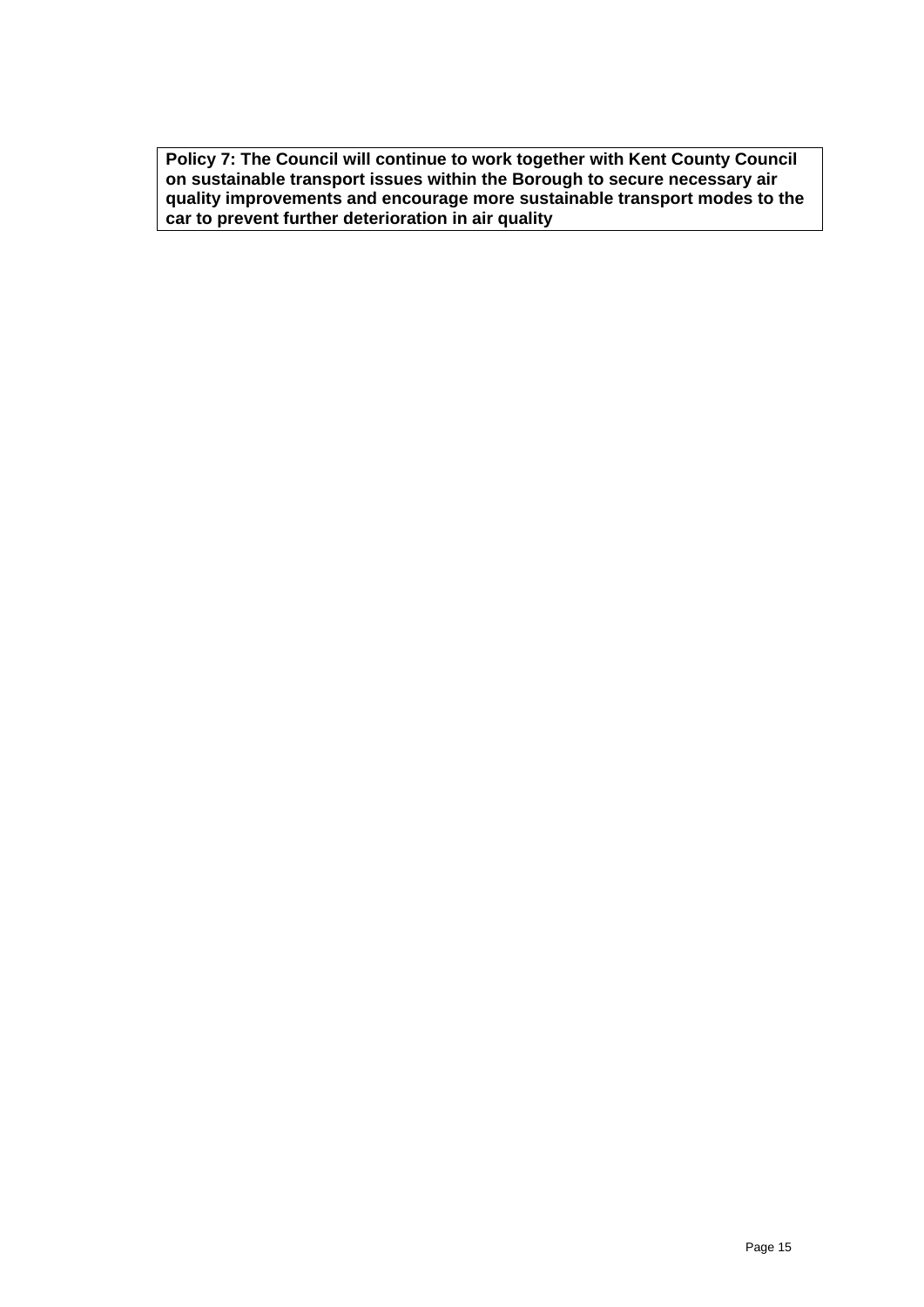| **Policy 7: The Council will continue to work together with Kent County Council on sustainable transport issues within the Borough to secure necessary air quality improvements and encourage more sustainable transport modes to the car to prevent further deterioration in air quality** |
| --- |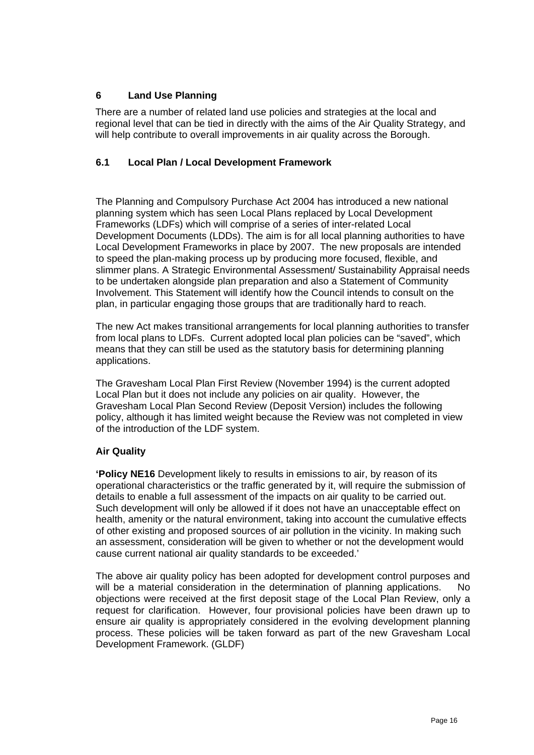## 6 Land Use Planning

There are a number of related land use policies and strategies at the local and regional level that can be tied in directly with the aims of the Air Quality Strategy, and will help contribute to overall improvements in air quality across the Borough.

### 6.1 Local Plan / Local Development Framework

The Planning and Compulsory Purchase Act 2004 has introduced a new national planning system which has seen Local Plans replaced by Local Development Frameworks (LDFs) which will comprise of a series of inter-related Local Development Documents (LDDs). The aim is for all local planning authorities to have Local Development Frameworks in place by 2007. The new proposals are intended to speed the plan-making process up by producing more focused, flexible, and slimmer plans. A Strategic Environmental Assessment/ Sustainability Appraisal needs to be undertaken alongside plan preparation and also a Statement of Community Involvement. This Statement will identify how the Council intends to consult on the plan, in particular engaging those groups that are traditionally hard to reach.

The new Act makes transitional arrangements for local planning authorities to transfer from local plans to LDFs. Current adopted local plan policies can be "saved", which means that they can still be used as the statutory basis for determining planning applications.

The Gravesham Local Plan First Review (November 1994) is the current adopted Local Plan but it does not include any policies on air quality. However, the Gravesham Local Plan Second Review (Deposit Version) includes the following policy, although it has limited weight because the Review was not completed in view of the introduction of the LDF system.

**Air Quality**

**'Policy NE16** Development likely to results in emissions to air, by reason of its operational characteristics or the traffic generated by it, will require the submission of details to enable a full assessment of the impacts on air quality to be carried out. Such development will only be allowed if it does not have an unacceptable effect on health, amenity or the natural environment, taking into account the cumulative effects of other existing and proposed sources of air pollution in the vicinity. In making such an assessment, consideration will be given to whether or not the development would cause current national air quality standards to be exceeded.'

The above air quality policy has been adopted for development control purposes and will be a material consideration in the determination of planning applications. No objections were received at the first deposit stage of the Local Plan Review, only a request for clarification. However, four provisional policies have been drawn up to ensure air quality is appropriately considered in the evolving development planning process. These policies will be taken forward as part of the new Gravesham Local Development Framework. (GLDF)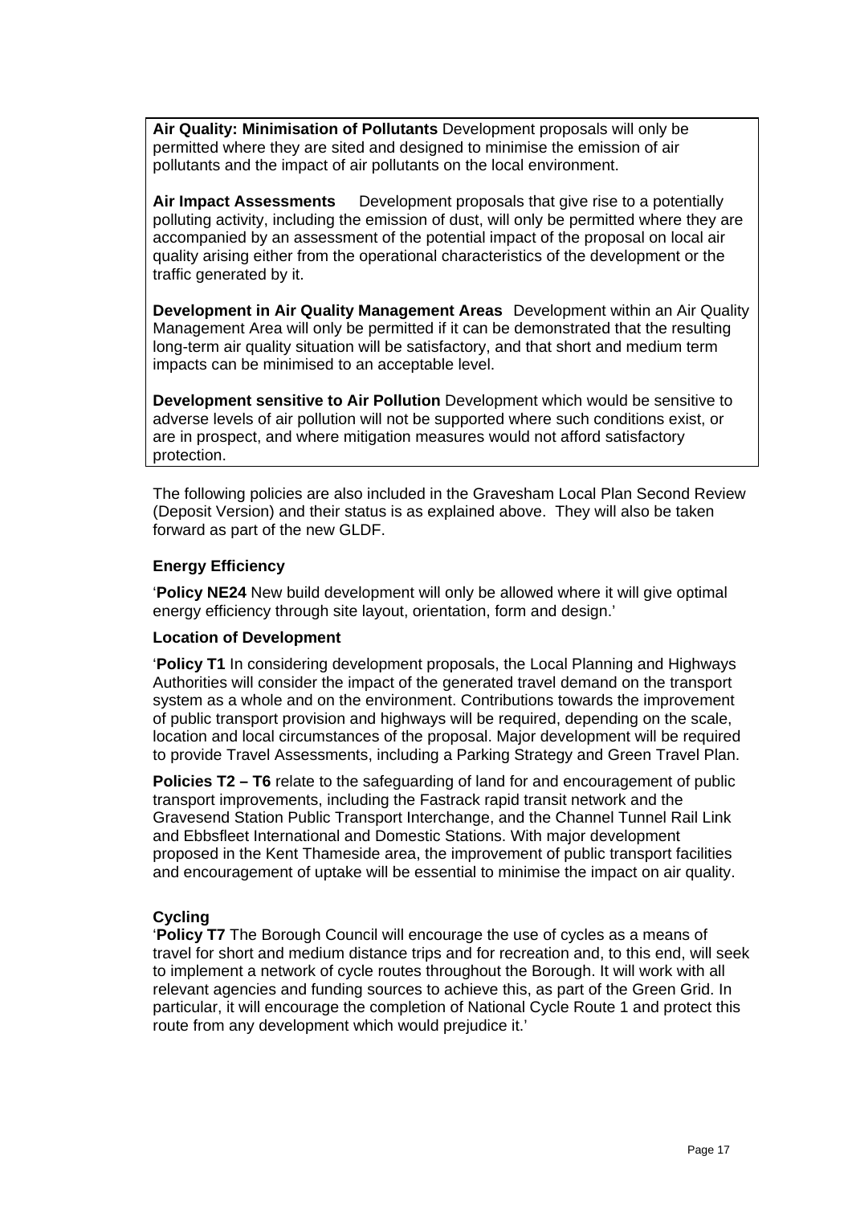**Air Quality: Minimisation of Pollutants** Development proposals will only be permitted where they are sited and designed to minimise the emission of air pollutants and the impact of air pollutants on the local environment.

**Air Impact Assessments** Development proposals that give rise to a potentially polluting activity, including the emission of dust, will only be permitted where they are accompanied by an assessment of the potential impact of the proposal on local air quality arising either from the operational characteristics of the development or the traffic generated by it.

**Development in Air Quality Management Areas** Development within an Air Quality Management Area will only be permitted if it can be demonstrated that the resulting long-term air quality situation will be satisfactory, and that short and medium term impacts can be minimised to an acceptable level.

**Development sensitive to Air Pollution** Development which would be sensitive to adverse levels of air pollution will not be supported where such conditions exist, or are in prospect, and where mitigation measures would not afford satisfactory protection.

The following policies are also included in the Gravesham Local Plan Second Review (Deposit Version) and their status is as explained above. They will also be taken forward as part of the new GLDF.

**Energy Efficiency**

'**Policy NE24** New build development will only be allowed where it will give optimal energy efficiency through site layout, orientation, form and design.'

**Location of Development**

'**Policy T1** In considering development proposals, the Local Planning and Highways Authorities will consider the impact of the generated travel demand on the transport system as a whole and on the environment. Contributions towards the improvement of public transport provision and highways will be required, depending on the scale, location and local circumstances of the proposal. Major development will be required to provide Travel Assessments, including a Parking Strategy and Green Travel Plan.

**Policies T2 – T6** relate to the safeguarding of land for and encouragement of public transport improvements, including the Fastrack rapid transit network and the Gravesend Station Public Transport Interchange, and the Channel Tunnel Rail Link and Ebbsfleet International and Domestic Stations. With major development proposed in the Kent Thameside area, the improvement of public transport facilities and encouragement of uptake will be essential to minimise the impact on air quality.

**Cycling**

'**Policy T7** The Borough Council will encourage the use of cycles as a means of travel for short and medium distance trips and for recreation and, to this end, will seek to implement a network of cycle routes throughout the Borough. It will work with all relevant agencies and funding sources to achieve this, as part of the Green Grid. In particular, it will encourage the completion of National Cycle Route 1 and protect this route from any development which would prejudice it.'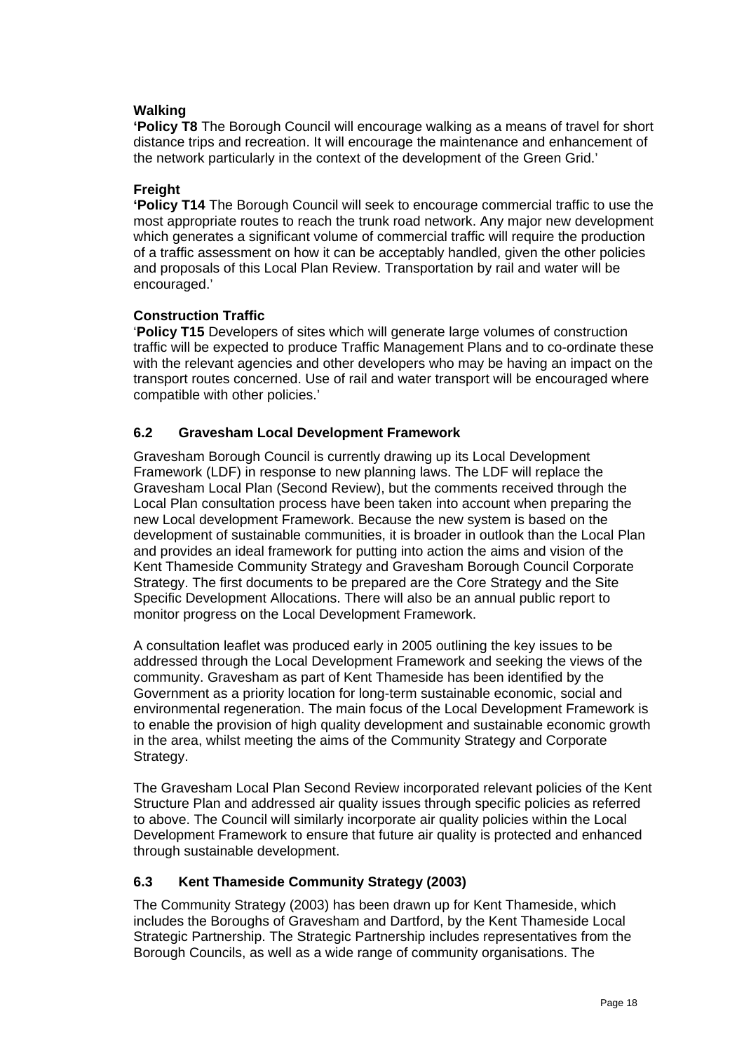**Walking**

**'Policy T8** The Borough Council will encourage walking as a means of travel for short distance trips and recreation. It will encourage the maintenance and enhancement of the network particularly in the context of the development of the Green Grid.'

**Freight**

**'Policy T14** The Borough Council will seek to encourage commercial traffic to use the most appropriate routes to reach the trunk road network. Any major new development which generates a significant volume of commercial traffic will require the production of a traffic assessment on how it can be acceptably handled, given the other policies and proposals of this Local Plan Review. Transportation by rail and water will be encouraged.'

**Construction Traffic**

'**Policy T15** Developers of sites which will generate large volumes of construction traffic will be expected to produce Traffic Management Plans and to co-ordinate these with the relevant agencies and other developers who may be having an impact on the transport routes concerned. Use of rail and water transport will be encouraged where compatible with other policies.'

## 6.2 Gravesham Local Development Framework

Gravesham Borough Council is currently drawing up its Local Development Framework (LDF) in response to new planning laws. The LDF will replace the Gravesham Local Plan (Second Review), but the comments received through the Local Plan consultation process have been taken into account when preparing the new Local development Framework. Because the new system is based on the development of sustainable communities, it is broader in outlook than the Local Plan and provides an ideal framework for putting into action the aims and vision of the Kent Thameside Community Strategy and Gravesham Borough Council Corporate Strategy. The first documents to be prepared are the Core Strategy and the Site Specific Development Allocations. There will also be an annual public report to monitor progress on the Local Development Framework.

A consultation leaflet was produced early in 2005 outlining the key issues to be addressed through the Local Development Framework and seeking the views of the community. Gravesham as part of Kent Thameside has been identified by the Government as a priority location for long-term sustainable economic, social and environmental regeneration. The main focus of the Local Development Framework is to enable the provision of high quality development and sustainable economic growth in the area, whilst meeting the aims of the Community Strategy and Corporate Strategy.

The Gravesham Local Plan Second Review incorporated relevant policies of the Kent Structure Plan and addressed air quality issues through specific policies as referred to above. The Council will similarly incorporate air quality policies within the Local Development Framework to ensure that future air quality is protected and enhanced through sustainable development.

## 6.3 Kent Thameside Community Strategy (2003)

The Community Strategy (2003) has been drawn up for Kent Thameside, which includes the Boroughs of Gravesham and Dartford, by the Kent Thameside Local Strategic Partnership. The Strategic Partnership includes representatives from the Borough Councils, as well as a wide range of community organisations. The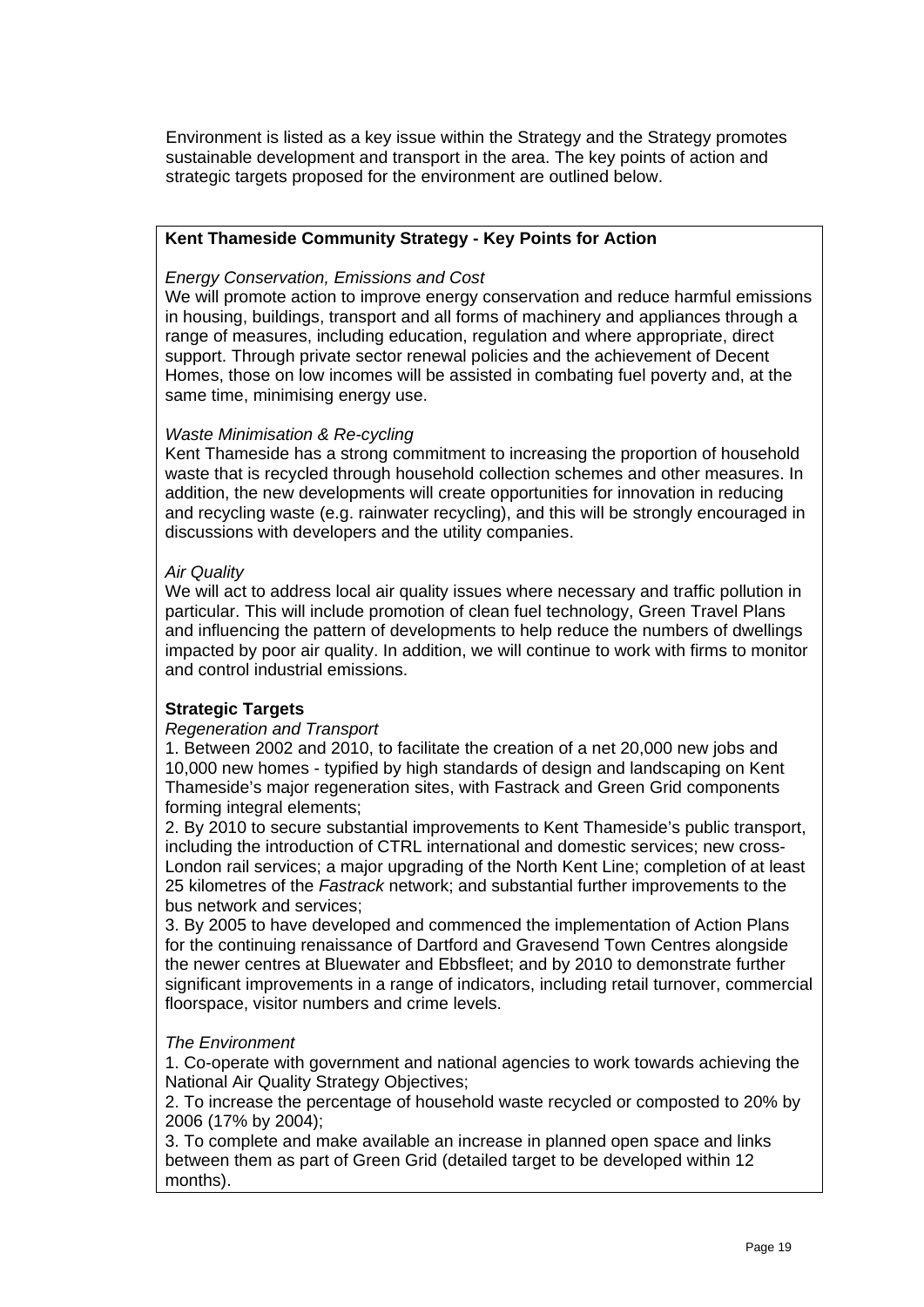Environment is listed as a key issue within the Strategy and the Strategy promotes sustainable development and transport in the area. The key points of action and strategic targets proposed for the environment are outlined below.

**Kent Thameside Community Strategy - Key Points for Action**

*Energy Conservation, Emissions and Cost*

We will promote action to improve energy conservation and reduce harmful emissions in housing, buildings, transport and all forms of machinery and appliances through a range of measures, including education, regulation and where appropriate, direct support. Through private sector renewal policies and the achievement of Decent Homes, those on low incomes will be assisted in combating fuel poverty and, at the same time, minimising energy use.

*Waste Minimisation & Re-cycling*

Kent Thameside has a strong commitment to increasing the proportion of household waste that is recycled through household collection schemes and other measures. In addition, the new developments will create opportunities for innovation in reducing and recycling waste (e.g. rainwater recycling), and this will be strongly encouraged in discussions with developers and the utility companies.

*Air Quality*

We will act to address local air quality issues where necessary and traffic pollution in particular. This will include promotion of clean fuel technology, Green Travel Plans and influencing the pattern of developments to help reduce the numbers of dwellings impacted by poor air quality. In addition, we will continue to work with firms to monitor and control industrial emissions.

**Strategic Targets**

*Regeneration and Transport*

1. Between 2002 and 2010, to facilitate the creation of a net 20,000 new jobs and 10,000 new homes - typified by high standards of design and landscaping on Kent Thameside's major regeneration sites, with Fastrack and Green Grid components forming integral elements;
2. By 2010 to secure substantial improvements to Kent Thameside's public transport, including the introduction of CTRL international and domestic services; new cross-London rail services; a major upgrading of the North Kent Line; completion of at least 25 kilometres of the *Fastrack* network; and substantial further improvements to the bus network and services;
3. By 2005 to have developed and commenced the implementation of Action Plans for the continuing renaissance of Dartford and Gravesend Town Centres alongside the newer centres at Bluewater and Ebbsfleet; and by 2010 to demonstrate further significant improvements in a range of indicators, including retail turnover, commercial floorspace, visitor numbers and crime levels.

*The Environment*

1. Co-operate with government and national agencies to work towards achieving the National Air Quality Strategy Objectives;
2. To increase the percentage of household waste recycled or composted to 20% by 2006 (17% by 2004);
3. To complete and make available an increase in planned open space and links between them as part of Green Grid (detailed target to be developed within 12 months).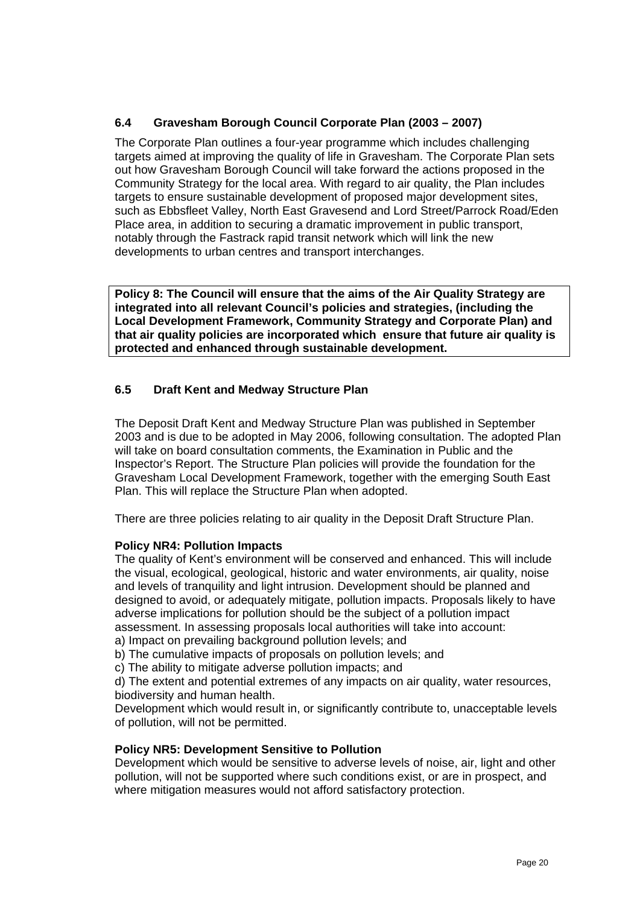## 6.4 Gravesham Borough Council Corporate Plan (2003 – 2007)

The Corporate Plan outlines a four-year programme which includes challenging targets aimed at improving the quality of life in Gravesham. The Corporate Plan sets out how Gravesham Borough Council will take forward the actions proposed in the Community Strategy for the local area. With regard to air quality, the Plan includes targets to ensure sustainable development of proposed major development sites, such as Ebbsfleet Valley, North East Gravesend and Lord Street/Parrock Road/Eden Place area, in addition to securing a dramatic improvement in public transport, notably through the Fastrack rapid transit network which will link the new developments to urban centres and transport interchanges.

**Policy 8: The Council will ensure that the aims of the Air Quality Strategy are integrated into all relevant Council's policies and strategies, (including the Local Development Framework, Community Strategy and Corporate Plan) and that air quality policies are incorporated which ensure that future air quality is protected and enhanced through sustainable development.**

## 6.5 Draft Kent and Medway Structure Plan

The Deposit Draft Kent and Medway Structure Plan was published in September 2003 and is due to be adopted in May 2006, following consultation. The adopted Plan will take on board consultation comments, the Examination in Public and the Inspector's Report. The Structure Plan policies will provide the foundation for the Gravesham Local Development Framework, together with the emerging South East Plan. This will replace the Structure Plan when adopted.

There are three policies relating to air quality in the Deposit Draft Structure Plan.

**Policy NR4: Pollution Impacts**
The quality of Kent's environment will be conserved and enhanced. This will include the visual, ecological, geological, historic and water environments, air quality, noise and levels of tranquility and light intrusion. Development should be planned and designed to avoid, or adequately mitigate, pollution impacts. Proposals likely to have adverse implications for pollution should be the subject of a pollution impact assessment. In assessing proposals local authorities will take into account:
a) Impact on prevailing background pollution levels; and
b) The cumulative impacts of proposals on pollution levels; and
c) The ability to mitigate adverse pollution impacts; and
d) The extent and potential extremes of any impacts on air quality, water resources, biodiversity and human health.
Development which would result in, or significantly contribute to, unacceptable levels of pollution, will not be permitted.

**Policy NR5: Development Sensitive to Pollution**
Development which would be sensitive to adverse levels of noise, air, light and other pollution, will not be supported where such conditions exist, or are in prospect, and where mitigation measures would not afford satisfactory protection.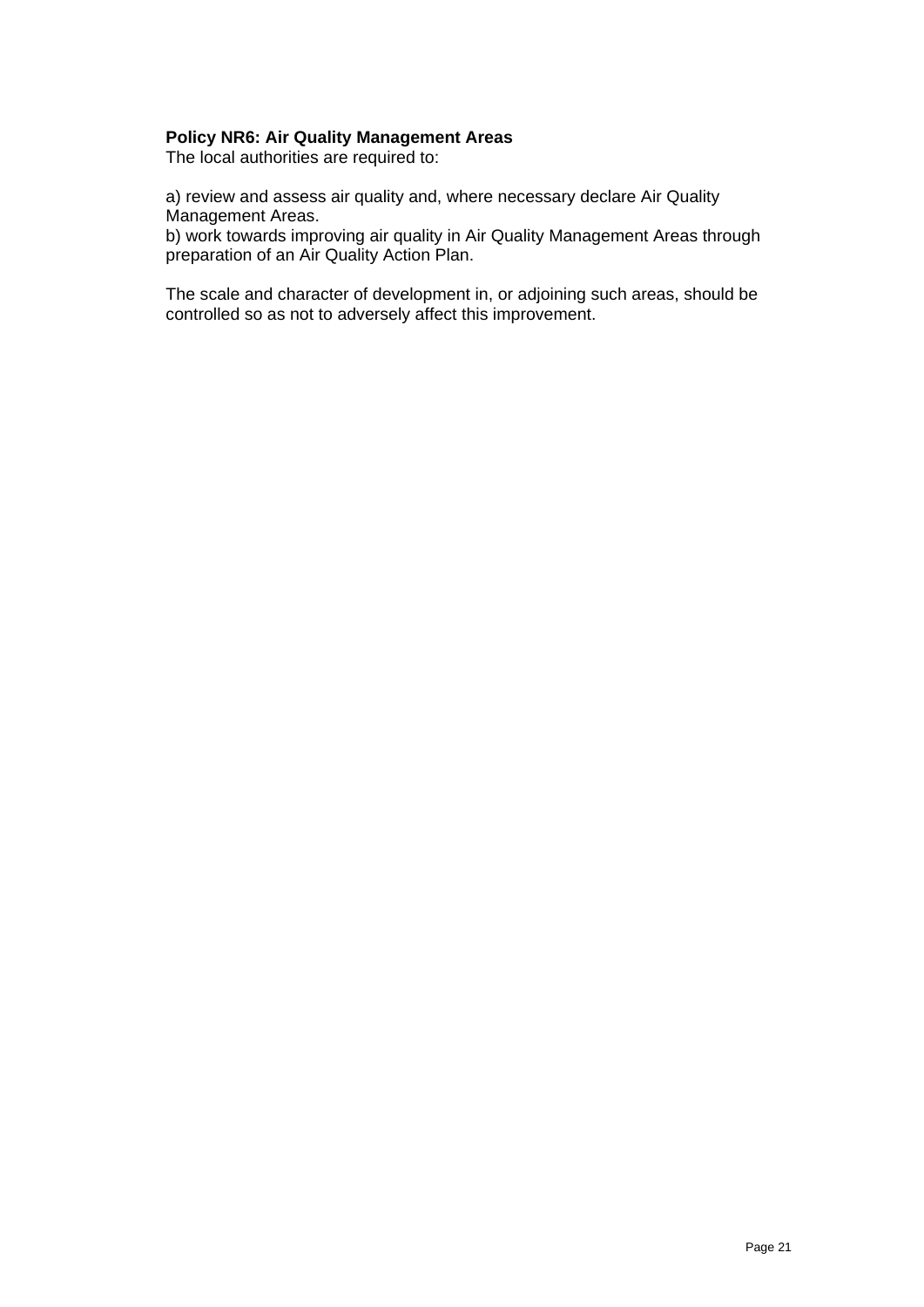**Policy NR6: Air Quality Management Areas**
The local authorities are required to:

a) review and assess air quality and, where necessary declare Air Quality Management Areas.
b) work towards improving air quality in Air Quality Management Areas through preparation of an Air Quality Action Plan.

The scale and character of development in, or adjoining such areas, should be controlled so as not to adversely affect this improvement.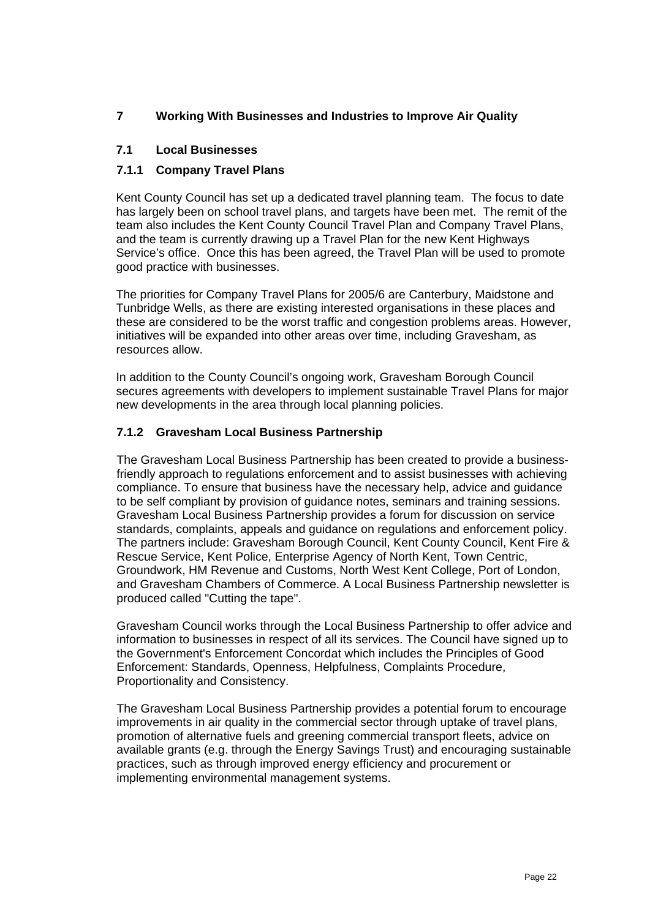## 7 Working With Businesses and Industries to Improve Air Quality

### 7.1 Local Businesses

#### 7.1.1 Company Travel Plans

Kent County Council has set up a dedicated travel planning team. The focus to date has largely been on school travel plans, and targets have been met. The remit of the team also includes the Kent County Council Travel Plan and Company Travel Plans, and the team is currently drawing up a Travel Plan for the new Kent Highways Service's office. Once this has been agreed, the Travel Plan will be used to promote good practice with businesses.

The priorities for Company Travel Plans for 2005/6 are Canterbury, Maidstone and Tunbridge Wells, as there are existing interested organisations in these places and these are considered to be the worst traffic and congestion problems areas. However, initiatives will be expanded into other areas over time, including Gravesham, as resources allow.

In addition to the County Council's ongoing work, Gravesham Borough Council secures agreements with developers to implement sustainable Travel Plans for major new developments in the area through local planning policies.

#### 7.1.2 Gravesham Local Business Partnership

The Gravesham Local Business Partnership has been created to provide a business-friendly approach to regulations enforcement and to assist businesses with achieving compliance. To ensure that business have the necessary help, advice and guidance to be self compliant by provision of guidance notes, seminars and training sessions. Gravesham Local Business Partnership provides a forum for discussion on service standards, complaints, appeals and guidance on regulations and enforcement policy. The partners include: Gravesham Borough Council, Kent County Council, Kent Fire & Rescue Service, Kent Police, Enterprise Agency of North Kent, Town Centric, Groundwork, HM Revenue and Customs, North West Kent College, Port of London, and Gravesham Chambers of Commerce. A Local Business Partnership newsletter is produced called "Cutting the tape".

Gravesham Council works through the Local Business Partnership to offer advice and information to businesses in respect of all its services. The Council have signed up to the Government's Enforcement Concordat which includes the Principles of Good Enforcement: Standards, Openness, Helpfulness, Complaints Procedure, Proportionality and Consistency.

The Gravesham Local Business Partnership provides a potential forum to encourage improvements in air quality in the commercial sector through uptake of travel plans, promotion of alternative fuels and greening commercial transport fleets, advice on available grants (e.g. through the Energy Savings Trust) and encouraging sustainable practices, such as through improved energy efficiency and procurement or implementing environmental management systems.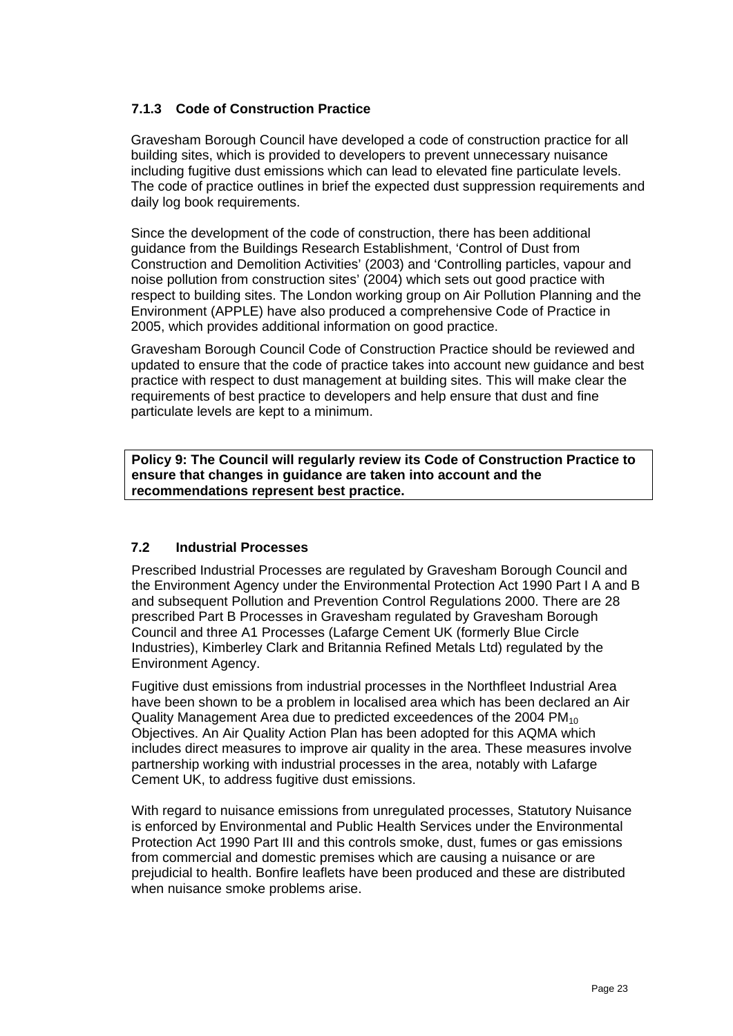### 7.1.3 Code of Construction Practice

Gravesham Borough Council have developed a code of construction practice for all building sites, which is provided to developers to prevent unnecessary nuisance including fugitive dust emissions which can lead to elevated fine particulate levels. The code of practice outlines in brief the expected dust suppression requirements and daily log book requirements.

Since the development of the code of construction, there has been additional guidance from the Buildings Research Establishment, 'Control of Dust from Construction and Demolition Activities' (2003) and 'Controlling particles, vapour and noise pollution from construction sites' (2004) which sets out good practice with respect to building sites. The London working group on Air Pollution Planning and the Environment (APPLE) have also produced a comprehensive Code of Practice in 2005, which provides additional information on good practice.

Gravesham Borough Council Code of Construction Practice should be reviewed and updated to ensure that the code of practice takes into account new guidance and best practice with respect to dust management at building sites. This will make clear the requirements of best practice to developers and help ensure that dust and fine particulate levels are kept to a minimum.

**Policy 9: The Council will regularly review its Code of Construction Practice to ensure that changes in guidance are taken into account and the recommendations represent best practice.**

### 7.2 Industrial Processes

Prescribed Industrial Processes are regulated by Gravesham Borough Council and the Environment Agency under the Environmental Protection Act 1990 Part I A and B and subsequent Pollution and Prevention Control Regulations 2000. There are 28 prescribed Part B Processes in Gravesham regulated by Gravesham Borough Council and three A1 Processes (Lafarge Cement UK (formerly Blue Circle Industries), Kimberley Clark and Britannia Refined Metals Ltd) regulated by the Environment Agency.

Fugitive dust emissions from industrial processes in the Northfleet Industrial Area have been shown to be a problem in localised area which has been declared an Air Quality Management Area due to predicted exceedences of the 2004 $PM_{10}$ Objectives. An Air Quality Action Plan has been adopted for this AQMA which includes direct measures to improve air quality in the area. These measures involve partnership working with industrial processes in the area, notably with Lafarge Cement UK, to address fugitive dust emissions.

With regard to nuisance emissions from unregulated processes, Statutory Nuisance is enforced by Environmental and Public Health Services under the Environmental Protection Act 1990 Part III and this controls smoke, dust, fumes or gas emissions from commercial and domestic premises which are causing a nuisance or are prejudicial to health. Bonfire leaflets have been produced and these are distributed when nuisance smoke problems arise.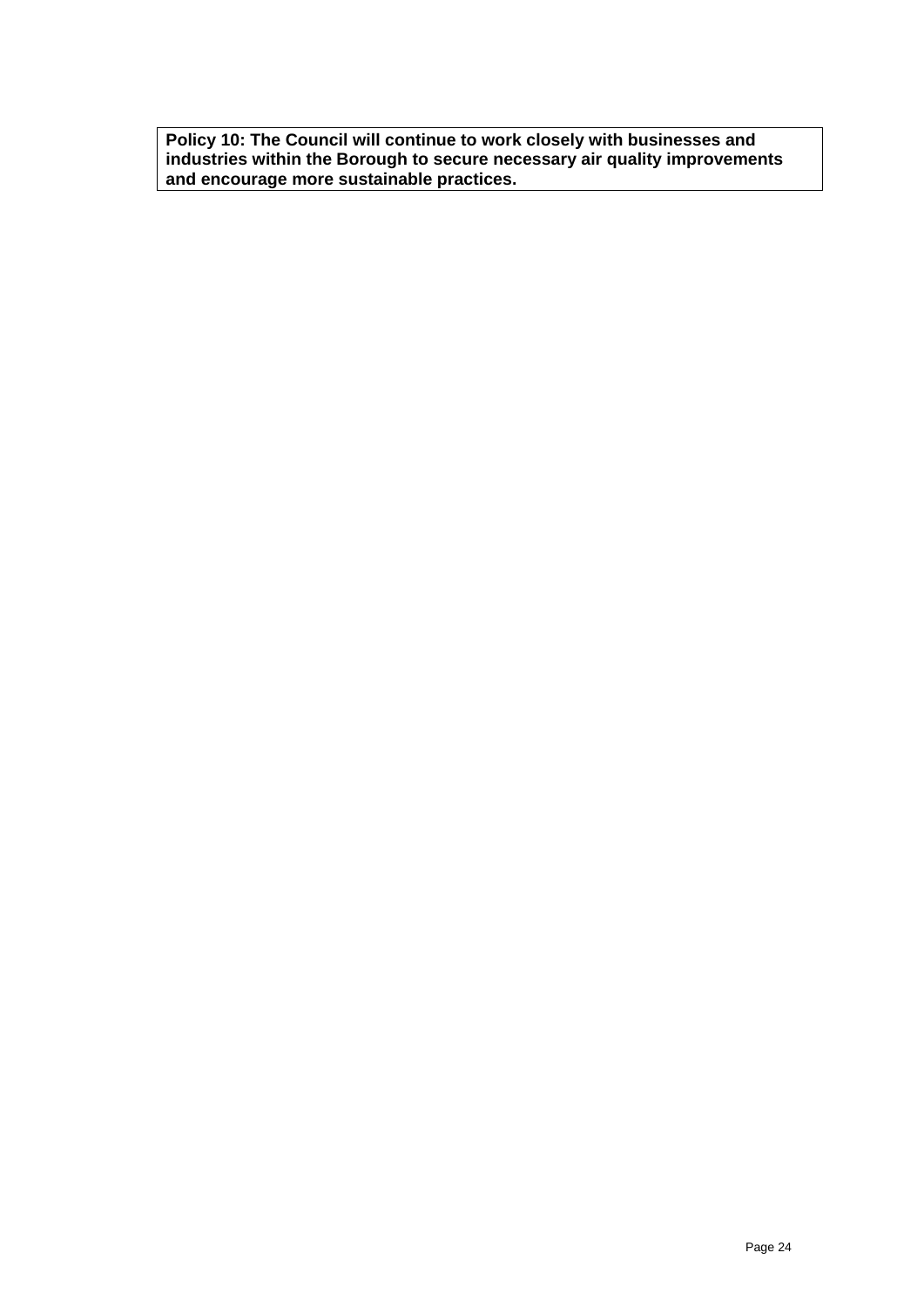**Policy 10: The Council will continue to work closely with businesses and industries within the Borough to secure necessary air quality improvements and encourage more sustainable practices.**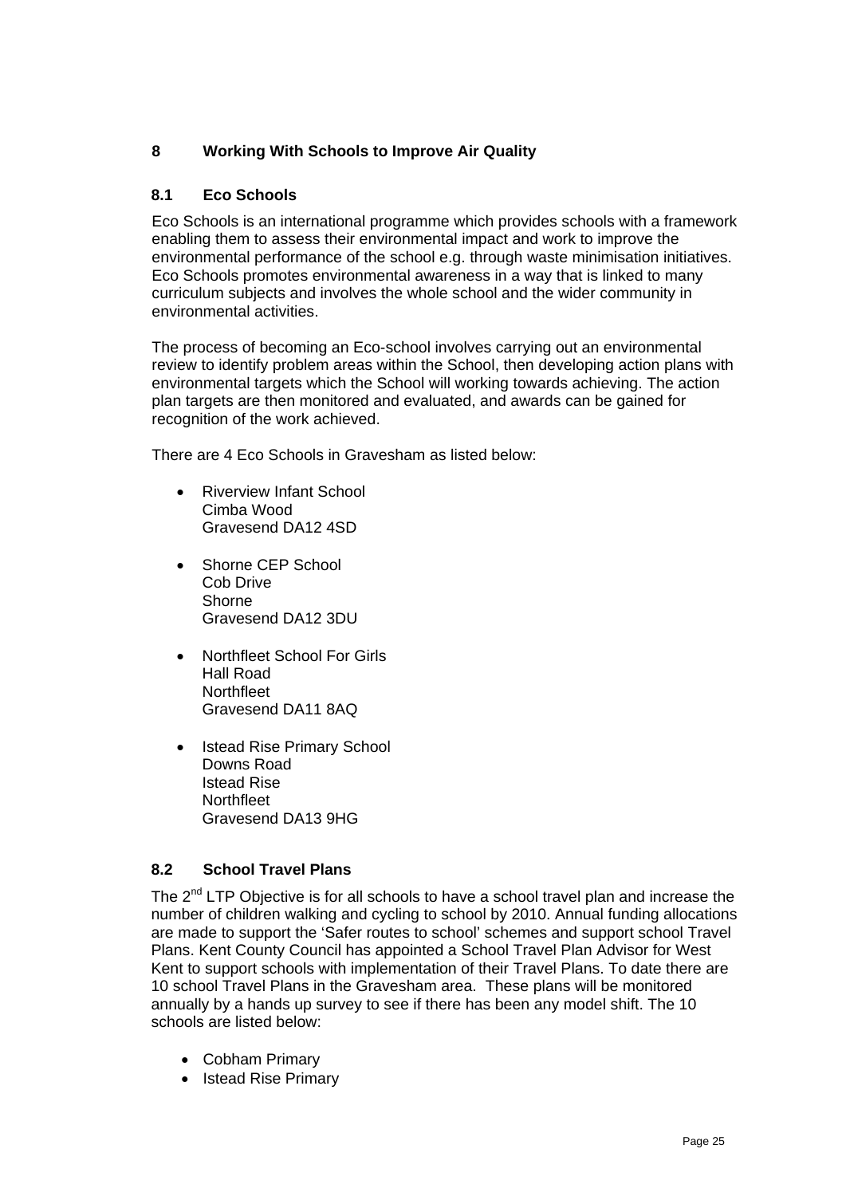## 8 Working With Schools to Improve Air Quality

### 8.1 Eco Schools

Eco Schools is an international programme which provides schools with a framework enabling them to assess their environmental impact and work to improve the environmental performance of the school e.g. through waste minimisation initiatives. Eco Schools promotes environmental awareness in a way that is linked to many curriculum subjects and involves the whole school and the wider community in environmental activities.

The process of becoming an Eco-school involves carrying out an environmental review to identify problem areas within the School, then developing action plans with environmental targets which the School will working towards achieving. The action plan targets are then monitored and evaluated, and awards can be gained for recognition of the work achieved.

There are 4 Eco Schools in Gravesham as listed below:

- Riverview Infant School
  Cimba Wood
  Gravesend DA12 4SD

- Shorne CEP School
  Cob Drive
  Shorne
  Gravesend DA12 3DU

- Northfleet School For Girls
  Hall Road
  Northfleet
  Gravesend DA11 8AQ

- Istead Rise Primary School
  Downs Road
  Istead Rise
  Northfleet
  Gravesend DA13 9HG

### 8.2 School Travel Plans

The 2nd LTP Objective is for all schools to have a school travel plan and increase the number of children walking and cycling to school by 2010. Annual funding allocations are made to support the 'Safer routes to school' schemes and support school Travel Plans. Kent County Council has appointed a School Travel Plan Advisor for West Kent to support schools with implementation of their Travel Plans. To date there are 10 school Travel Plans in the Gravesham area. These plans will be monitored annually by a hands up survey to see if there has been any model shift. The 10 schools are listed below:

- Cobham Primary
- Istead Rise Primary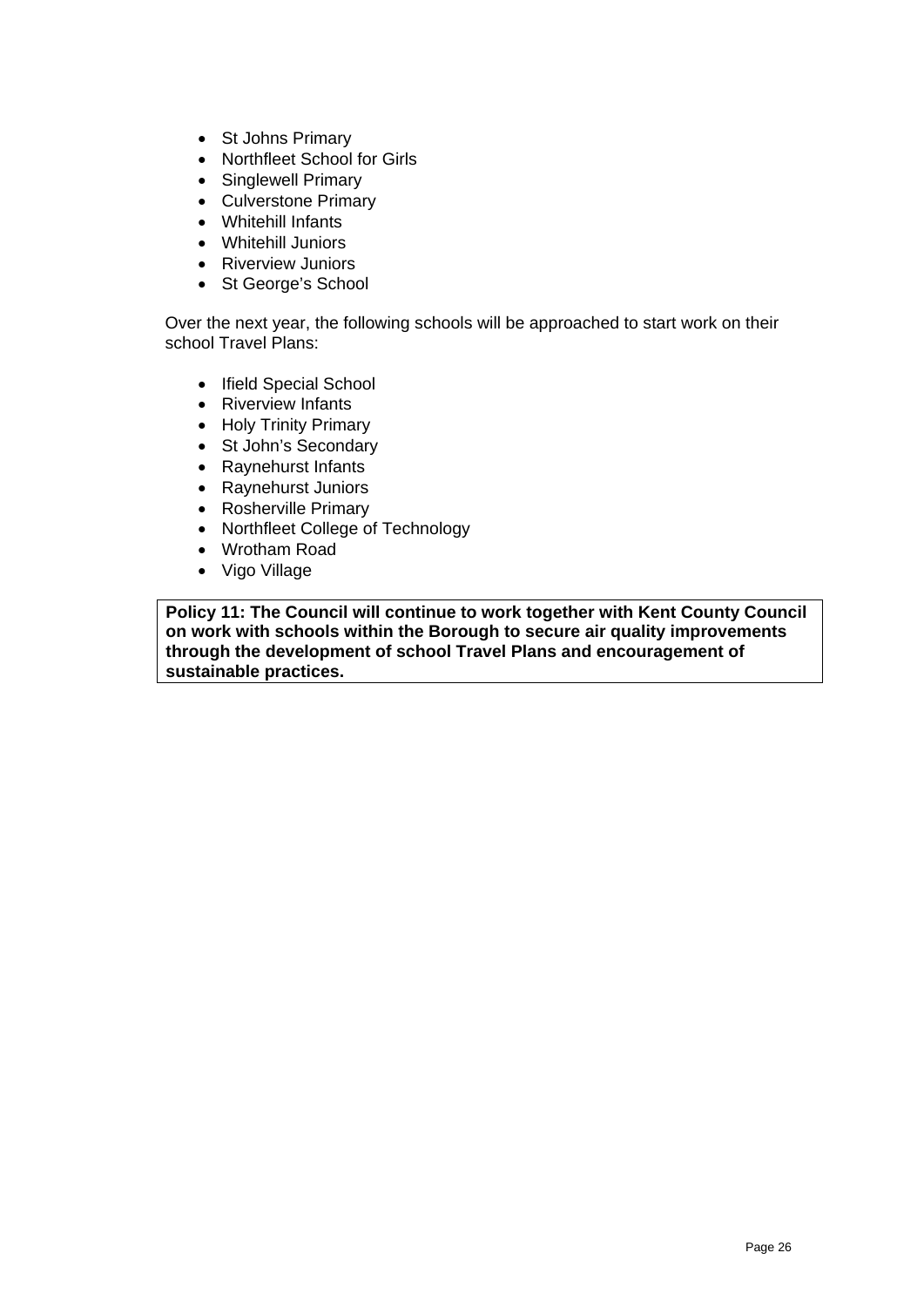- St Johns Primary
- Northfleet School for Girls
- Singlewell Primary
- Culverstone Primary
- Whitehill Infants
- Whitehill Juniors
- Riverview Juniors
- St George's School

Over the next year, the following schools will be approached to start work on their school Travel Plans:

- Ifield Special School
- Riverview Infants
- Holy Trinity Primary
- St John's Secondary
- Raynehurst Infants
- Raynehurst Juniors
- Rosherville Primary
- Northfleet College of Technology
- Wrotham Road
- Vigo Village

**Policy 11: The Council will continue to work together with Kent County Council on work with schools within the Borough to secure air quality improvements through the development of school Travel Plans and encouragement of sustainable practices.**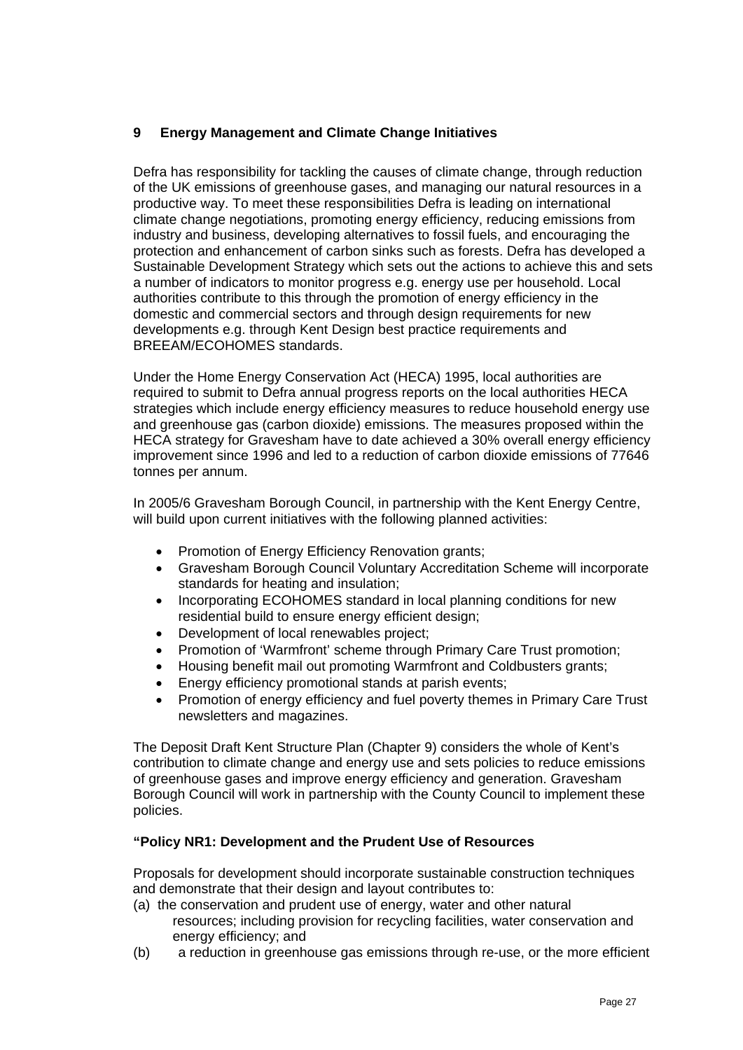## 9 Energy Management and Climate Change Initiatives

Defra has responsibility for tackling the causes of climate change, through reduction of the UK emissions of greenhouse gases, and managing our natural resources in a productive way. To meet these responsibilities Defra is leading on international climate change negotiations, promoting energy efficiency, reducing emissions from industry and business, developing alternatives to fossil fuels, and encouraging the protection and enhancement of carbon sinks such as forests. Defra has developed a Sustainable Development Strategy which sets out the actions to achieve this and sets a number of indicators to monitor progress e.g. energy use per household. Local authorities contribute to this through the promotion of energy efficiency in the domestic and commercial sectors and through design requirements for new developments e.g. through Kent Design best practice requirements and BREEAM/ECOHOMES standards.

Under the Home Energy Conservation Act (HECA) 1995, local authorities are required to submit to Defra annual progress reports on the local authorities HECA strategies which include energy efficiency measures to reduce household energy use and greenhouse gas (carbon dioxide) emissions. The measures proposed within the HECA strategy for Gravesham have to date achieved a 30% overall energy efficiency improvement since 1996 and led to a reduction of carbon dioxide emissions of 77646 tonnes per annum.

In 2005/6 Gravesham Borough Council, in partnership with the Kent Energy Centre, will build upon current initiatives with the following planned activities:

- Promotion of Energy Efficiency Renovation grants;
- Gravesham Borough Council Voluntary Accreditation Scheme will incorporate standards for heating and insulation;
- Incorporating ECOHOMES standard in local planning conditions for new residential build to ensure energy efficient design;
- Development of local renewables project;
- Promotion of 'Warmfront' scheme through Primary Care Trust promotion;
- Housing benefit mail out promoting Warmfront and Coldbusters grants;
- Energy efficiency promotional stands at parish events;
- Promotion of energy efficiency and fuel poverty themes in Primary Care Trust newsletters and magazines.

The Deposit Draft Kent Structure Plan (Chapter 9) considers the whole of Kent's contribution to climate change and energy use and sets policies to reduce emissions of greenhouse gases and improve energy efficiency and generation. Gravesham Borough Council will work in partnership with the County Council to implement these policies.

**"Policy NR1: Development and the Prudent Use of Resources**

Proposals for development should incorporate sustainable construction techniques and demonstrate that their design and layout contributes to:

(a) the conservation and prudent use of energy, water and other natural resources; including provision for recycling facilities, water conservation and energy efficiency; and

(b) a reduction in greenhouse gas emissions through re-use, or the more efficient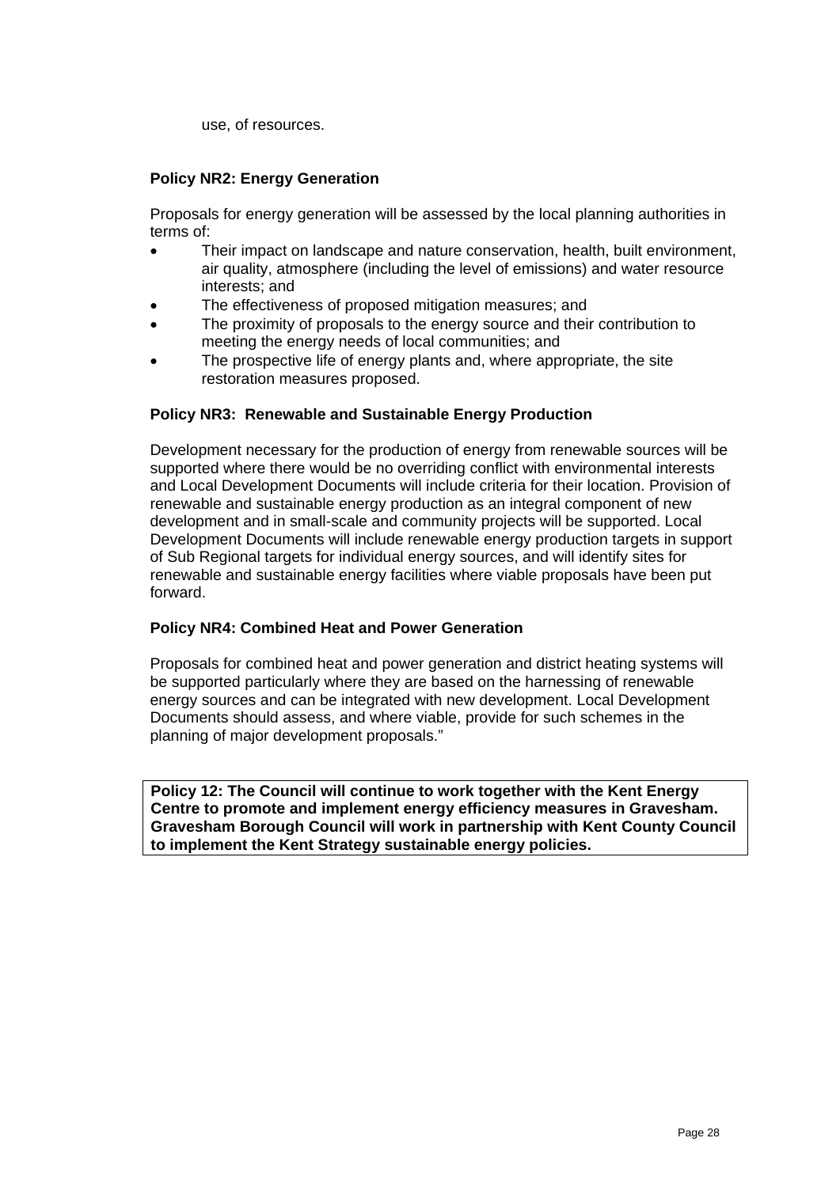use, of resources.

**Policy NR2: Energy Generation**

Proposals for energy generation will be assessed by the local planning authorities in terms of:

- Their impact on landscape and nature conservation, health, built environment, air quality, atmosphere (including the level of emissions) and water resource interests; and
- The effectiveness of proposed mitigation measures; and
- The proximity of proposals to the energy source and their contribution to meeting the energy needs of local communities; and
- The prospective life of energy plants and, where appropriate, the site restoration measures proposed.

**Policy NR3: Renewable and Sustainable Energy Production**

Development necessary for the production of energy from renewable sources will be supported where there would be no overriding conflict with environmental interests and Local Development Documents will include criteria for their location. Provision of renewable and sustainable energy production as an integral component of new development and in small-scale and community projects will be supported. Local Development Documents will include renewable energy production targets in support of Sub Regional targets for individual energy sources, and will identify sites for renewable and sustainable energy facilities where viable proposals have been put forward.

**Policy NR4: Combined Heat and Power Generation**

Proposals for combined heat and power generation and district heating systems will be supported particularly where they are based on the harnessing of renewable energy sources and can be integrated with new development. Local Development Documents should assess, and where viable, provide for such schemes in the planning of major development proposals."

**Policy 12: The Council will continue to work together with the Kent Energy Centre to promote and implement energy efficiency measures in Gravesham. Gravesham Borough Council will work in partnership with Kent County Council to implement the Kent Strategy sustainable energy policies.**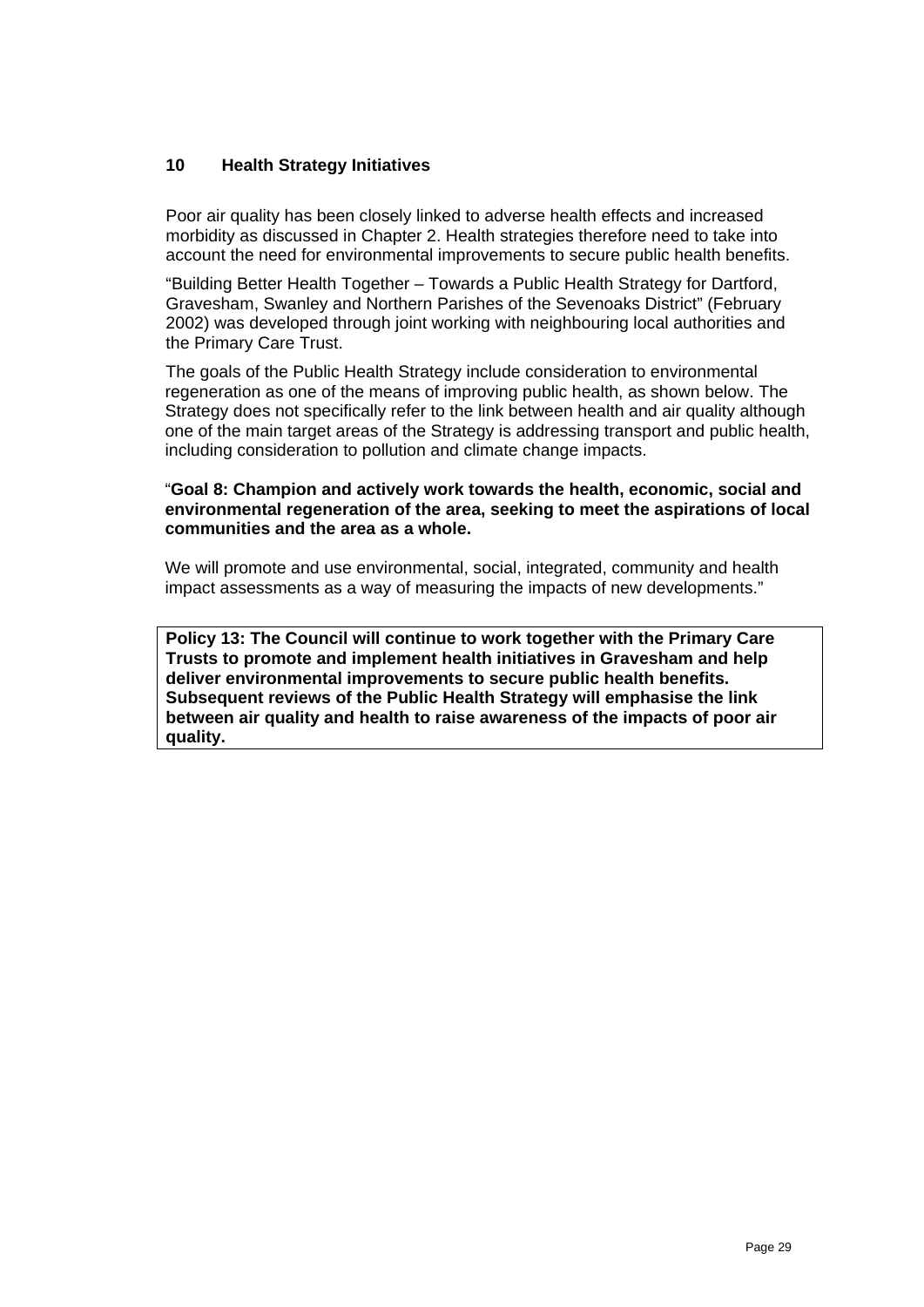## 10 Health Strategy Initiatives

Poor air quality has been closely linked to adverse health effects and increased morbidity as discussed in Chapter 2. Health strategies therefore need to take into account the need for environmental improvements to secure public health benefits.

"Building Better Health Together – Towards a Public Health Strategy for Dartford, Gravesham, Swanley and Northern Parishes of the Sevenoaks District" (February 2002) was developed through joint working with neighbouring local authorities and the Primary Care Trust.

The goals of the Public Health Strategy include consideration to environmental regeneration as one of the means of improving public health, as shown below. The Strategy does not specifically refer to the link between health and air quality although one of the main target areas of the Strategy is addressing transport and public health, including consideration to pollution and climate change impacts.

"**Goal 8: Champion and actively work towards the health, economic, social and environmental regeneration of the area, seeking to meet the aspirations of local communities and the area as a whole.**

We will promote and use environmental, social, integrated, community and health impact assessments as a way of measuring the impacts of new developments."

**Policy 13: The Council will continue to work together with the Primary Care Trusts to promote and implement health initiatives in Gravesham and help deliver environmental improvements to secure public health benefits. Subsequent reviews of the Public Health Strategy will emphasise the link between air quality and health to raise awareness of the impacts of poor air quality.**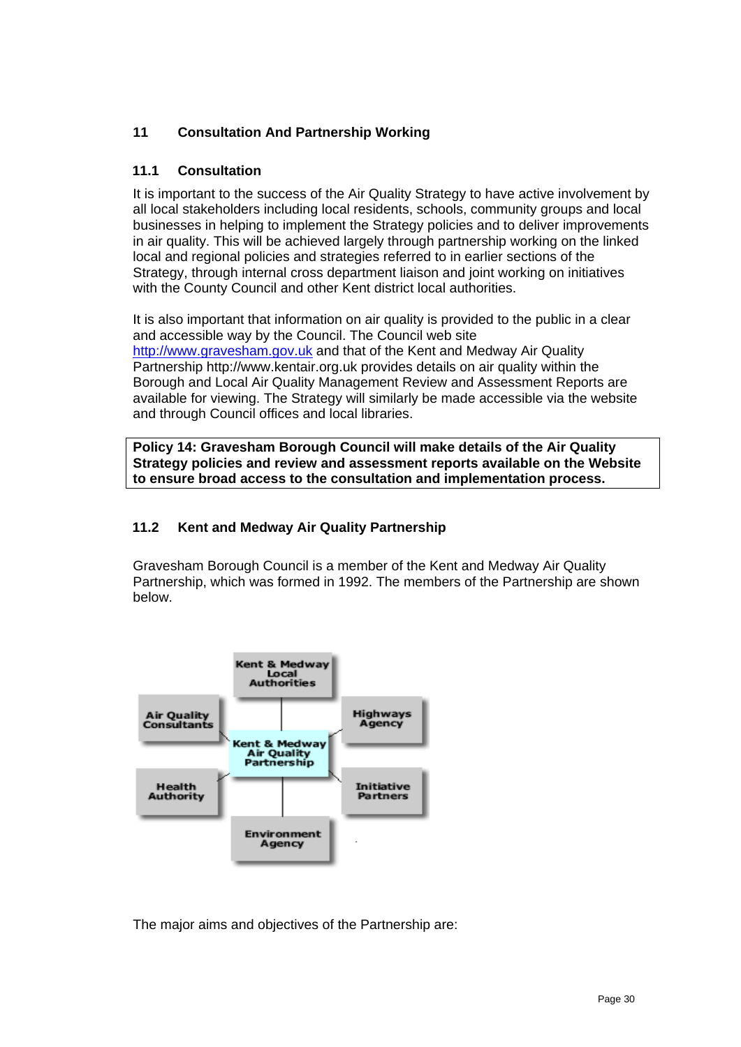## 11 Consultation And Partnership Working

### 11.1 Consultation

It is important to the success of the Air Quality Strategy to have active involvement by all local stakeholders including local residents, schools, community groups and local businesses in helping to implement the Strategy policies and to deliver improvements in air quality. This will be achieved largely through partnership working on the linked local and regional policies and strategies referred to in earlier sections of the Strategy, through internal cross department liaison and joint working on initiatives with the County Council and other Kent district local authorities.

It is also important that information on air quality is provided to the public in a clear and accessible way by the Council. The Council web site http://www.gravesham.gov.uk and that of the Kent and Medway Air Quality Partnership http://www.kentair.org.uk provides details on air quality within the Borough and Local Air Quality Management Review and Assessment Reports are available for viewing. The Strategy will similarly be made accessible via the website and through Council offices and local libraries.

**Policy 14: Gravesham Borough Council will make details of the Air Quality Strategy policies and review and assessment reports available on the Website to ensure broad access to the consultation and implementation process.**

### 11.2 Kent and Medway Air Quality Partnership

Gravesham Borough Council is a member of the Kent and Medway Air Quality Partnership, which was formed in 1992. The members of the Partnership are shown below.

Kent & Medway Local Authorities
Air Quality Consultants
Highways Agency
Kent & Medway Air Quality Partnership
Health Authority
Initiative Partners
Environment Agency

The major aims and objectives of the Partnership are: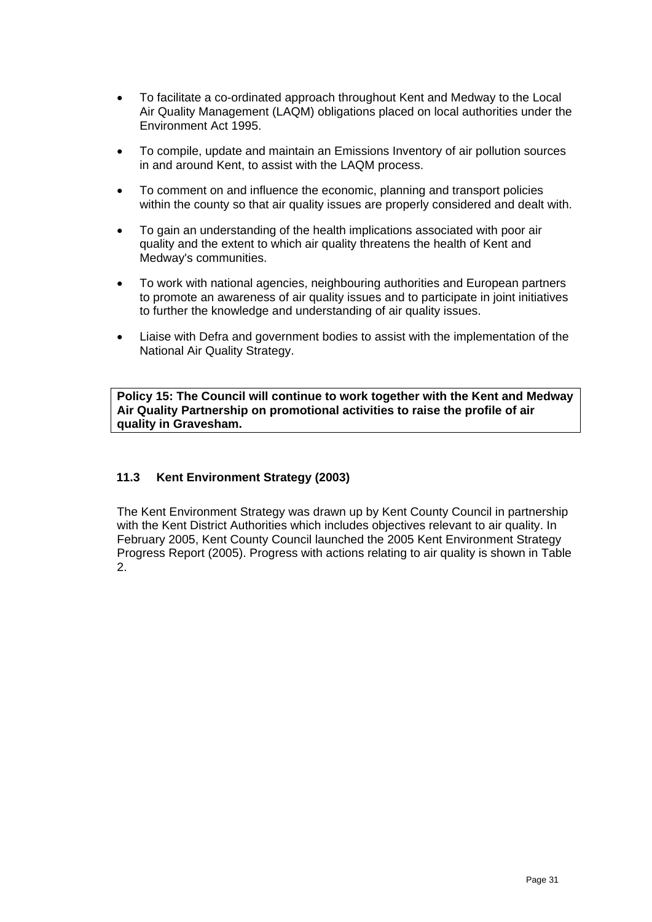- To facilitate a co-ordinated approach throughout Kent and Medway to the Local Air Quality Management (LAQM) obligations placed on local authorities under the Environment Act 1995.
- To compile, update and maintain an Emissions Inventory of air pollution sources in and around Kent, to assist with the LAQM process.
- To comment on and influence the economic, planning and transport policies within the county so that air quality issues are properly considered and dealt with.
- To gain an understanding of the health implications associated with poor air quality and the extent to which air quality threatens the health of Kent and Medway's communities.
- To work with national agencies, neighbouring authorities and European partners to promote an awareness of air quality issues and to participate in joint initiatives to further the knowledge and understanding of air quality issues.
- Liaise with Defra and government bodies to assist with the implementation of the National Air Quality Strategy.

**Policy 15: The Council will continue to work together with the Kent and Medway Air Quality Partnership on promotional activities to raise the profile of air quality in Gravesham.**

### 11.3 Kent Environment Strategy (2003)

The Kent Environment Strategy was drawn up by Kent County Council in partnership with the Kent District Authorities which includes objectives relevant to air quality. In February 2005, Kent County Council launched the 2005 Kent Environment Strategy Progress Report (2005). Progress with actions relating to air quality is shown in Table 2.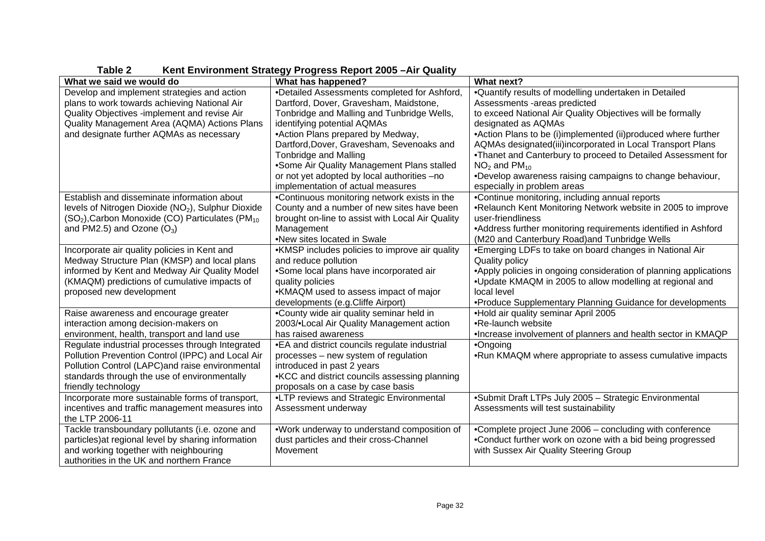**Table 2 Kent Environment Strategy Progress Report 2005 –Air Quality**

| What we said we would do | What has happened? | What next? |
| --- | --- | --- |
| Develop and implement strategies and action plans to work towards achieving National Air Quality Objectives -implement and revise Air Quality Management Area (AQMA) Actions Plans and designate further AQMAs as necessary | •Detailed Assessments completed for Ashford, Dartford, Dover, Gravesham, Maidstone, Tonbridge and Malling and Tunbridge Wells, identifying potential AQMAs •Action Plans prepared by Medway, Dartford,Dover, Gravesham, Sevenoaks and Tonbridge and Malling •Some Air Quality Management Plans stalled or not yet adopted by local authorities –no implementation of actual measures | •Quantify results of modelling undertaken in Detailed Assessments -areas predicted to exceed National Air Quality Objectives will be formally designated as AQMAs •Action Plans to be (i)implemented (ii)produced where further AQMAs designated(iii)incorporated in Local Transport Plans •Thanet and Canterbury to proceed to Detailed Assessment for $NO_2$ and $PM_{10}$ •Develop awareness raising campaigns to change behaviour, especially in problem areas |
| Establish and disseminate information about levels of Nitrogen Dioxide ($NO_2$), Sulphur Dioxide ($SO_2$),Carbon Monoxide (CO) Particulates ($PM_{10}$ and PM2.5) and Ozone ($O_3$) | •Continuous monitoring network exists in the County and a number of new sites have been brought on-line to assist with Local Air Quality Management •New sites located in Swale | •Continue monitoring, including annual reports •Relaunch Kent Monitoring Network website in 2005 to improve user-friendliness •Address further monitoring requirements identified in Ashford (M20 and Canterbury Road)and Tunbridge Wells |
| Incorporate air quality policies in Kent and Medway Structure Plan (KMSP) and local plans informed by Kent and Medway Air Quality Model (KMAQM) predictions of cumulative impacts of proposed new development | •KMSP includes policies to improve air quality and reduce pollution •Some local plans have incorporated air quality policies •KMAQM used to assess impact of major developments (e.g.Cliffe Airport) | •Emerging LDFs to take on board changes in National Air Quality policy •Apply policies in ongoing consideration of planning applications •Update KMAQM in 2005 to allow modelling at regional and local level •Produce Supplementary Planning Guidance for developments |
| Raise awareness and encourage greater interaction among decision-makers on environment, health, transport and land use | •County wide air quality seminar held in 2003/•Local Air Quality Management action has raised awareness | •Hold air quality seminar April 2005 •Re-launch website •Increase involvement of planners and health sector in KMAQP |
| Regulate industrial processes through Integrated Pollution Prevention Control (IPPC) and Local Air Pollution Control (LAPC)and raise environmental standards through the use of environmentally friendly technology | •EA and district councils regulate industrial processes – new system of regulation introduced in past 2 years •KCC and district councils assessing planning proposals on a case by case basis | •Ongoing •Run KMAQM where appropriate to assess cumulative impacts |
| Incorporate more sustainable forms of transport, incentives and traffic management measures into the LTP 2006-11 | •LTP reviews and Strategic Environmental Assessment underway | •Submit Draft LTPs July 2005 – Strategic Environmental Assessments will test sustainability |
| Tackle transboundary pollutants (i.e. ozone and particles)at regional level by sharing information and working together with neighbouring authorities in the UK and northern France | •Work underway to understand composition of dust particles and their cross-Channel Movement | •Complete project June 2006 – concluding with conference •Conduct further work on ozone with a bid being progressed with Sussex Air Quality Steering Group |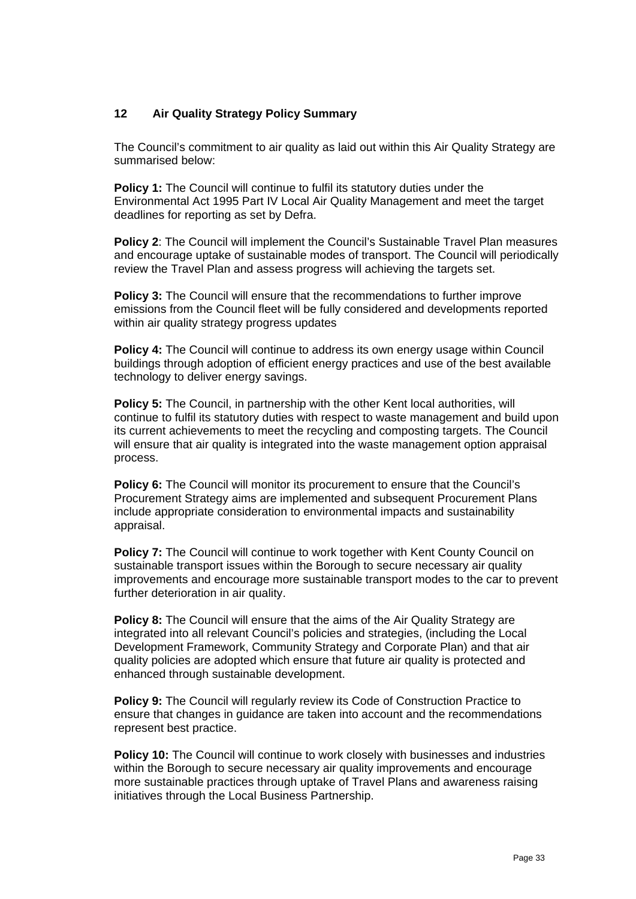## 12 Air Quality Strategy Policy Summary

The Council's commitment to air quality as laid out within this Air Quality Strategy are summarised below:

**Policy 1:** The Council will continue to fulfil its statutory duties under the Environmental Act 1995 Part IV Local Air Quality Management and meet the target deadlines for reporting as set by Defra.

**Policy 2**: The Council will implement the Council's Sustainable Travel Plan measures and encourage uptake of sustainable modes of transport. The Council will periodically review the Travel Plan and assess progress will achieving the targets set.

**Policy 3:** The Council will ensure that the recommendations to further improve emissions from the Council fleet will be fully considered and developments reported within air quality strategy progress updates

**Policy 4:** The Council will continue to address its own energy usage within Council buildings through adoption of efficient energy practices and use of the best available technology to deliver energy savings.

**Policy 5:** The Council, in partnership with the other Kent local authorities, will continue to fulfil its statutory duties with respect to waste management and build upon its current achievements to meet the recycling and composting targets. The Council will ensure that air quality is integrated into the waste management option appraisal process.

**Policy 6:** The Council will monitor its procurement to ensure that the Council's Procurement Strategy aims are implemented and subsequent Procurement Plans include appropriate consideration to environmental impacts and sustainability appraisal.

**Policy 7:** The Council will continue to work together with Kent County Council on sustainable transport issues within the Borough to secure necessary air quality improvements and encourage more sustainable transport modes to the car to prevent further deterioration in air quality.

**Policy 8:** The Council will ensure that the aims of the Air Quality Strategy are integrated into all relevant Council's policies and strategies, (including the Local Development Framework, Community Strategy and Corporate Plan) and that air quality policies are adopted which ensure that future air quality is protected and enhanced through sustainable development.

**Policy 9:** The Council will regularly review its Code of Construction Practice to ensure that changes in guidance are taken into account and the recommendations represent best practice.

**Policy 10:** The Council will continue to work closely with businesses and industries within the Borough to secure necessary air quality improvements and encourage more sustainable practices through uptake of Travel Plans and awareness raising initiatives through the Local Business Partnership.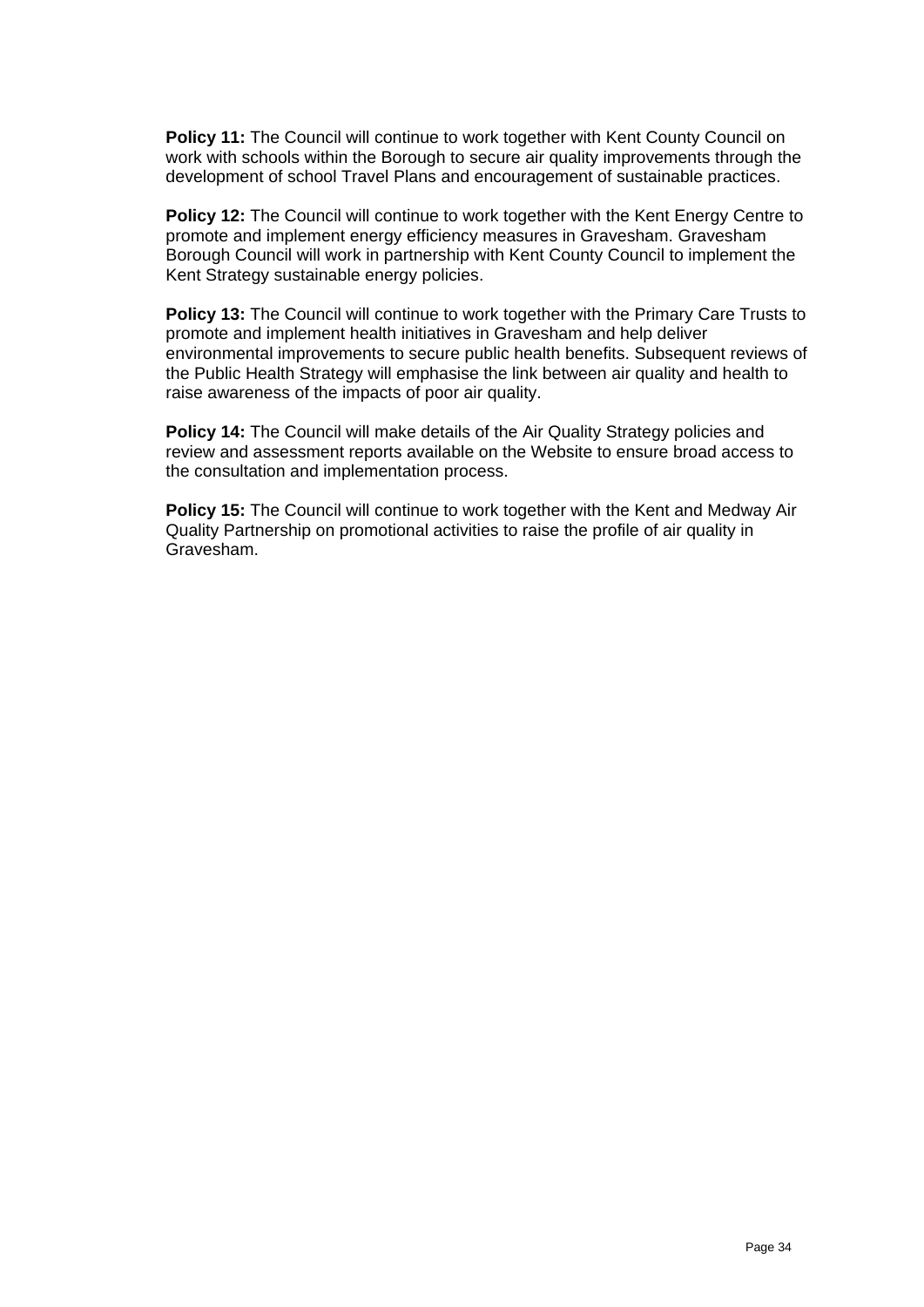**Policy 11:** The Council will continue to work together with Kent County Council on work with schools within the Borough to secure air quality improvements through the development of school Travel Plans and encouragement of sustainable practices.

**Policy 12:** The Council will continue to work together with the Kent Energy Centre to promote and implement energy efficiency measures in Gravesham. Gravesham Borough Council will work in partnership with Kent County Council to implement the Kent Strategy sustainable energy policies.

**Policy 13:** The Council will continue to work together with the Primary Care Trusts to promote and implement health initiatives in Gravesham and help deliver environmental improvements to secure public health benefits. Subsequent reviews of the Public Health Strategy will emphasise the link between air quality and health to raise awareness of the impacts of poor air quality.

**Policy 14:** The Council will make details of the Air Quality Strategy policies and review and assessment reports available on the Website to ensure broad access to the consultation and implementation process.

**Policy 15:** The Council will continue to work together with the Kent and Medway Air Quality Partnership on promotional activities to raise the profile of air quality in Gravesham.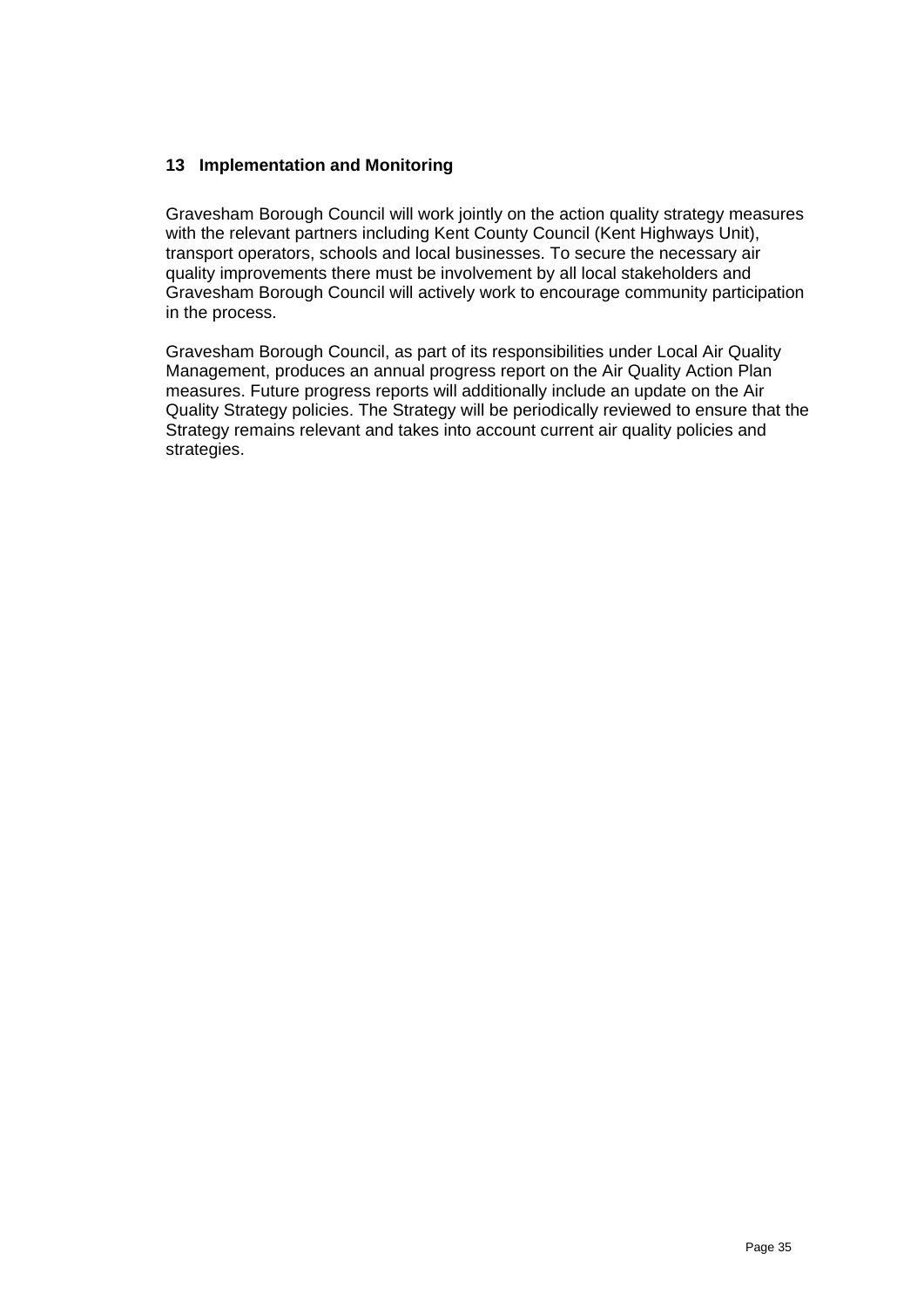## 13 Implementation and Monitoring

Gravesham Borough Council will work jointly on the action quality strategy measures with the relevant partners including Kent County Council (Kent Highways Unit), transport operators, schools and local businesses. To secure the necessary air quality improvements there must be involvement by all local stakeholders and Gravesham Borough Council will actively work to encourage community participation in the process.

Gravesham Borough Council, as part of its responsibilities under Local Air Quality Management, produces an annual progress report on the Air Quality Action Plan measures. Future progress reports will additionally include an update on the Air Quality Strategy policies. The Strategy will be periodically reviewed to ensure that the Strategy remains relevant and takes into account current air quality policies and strategies.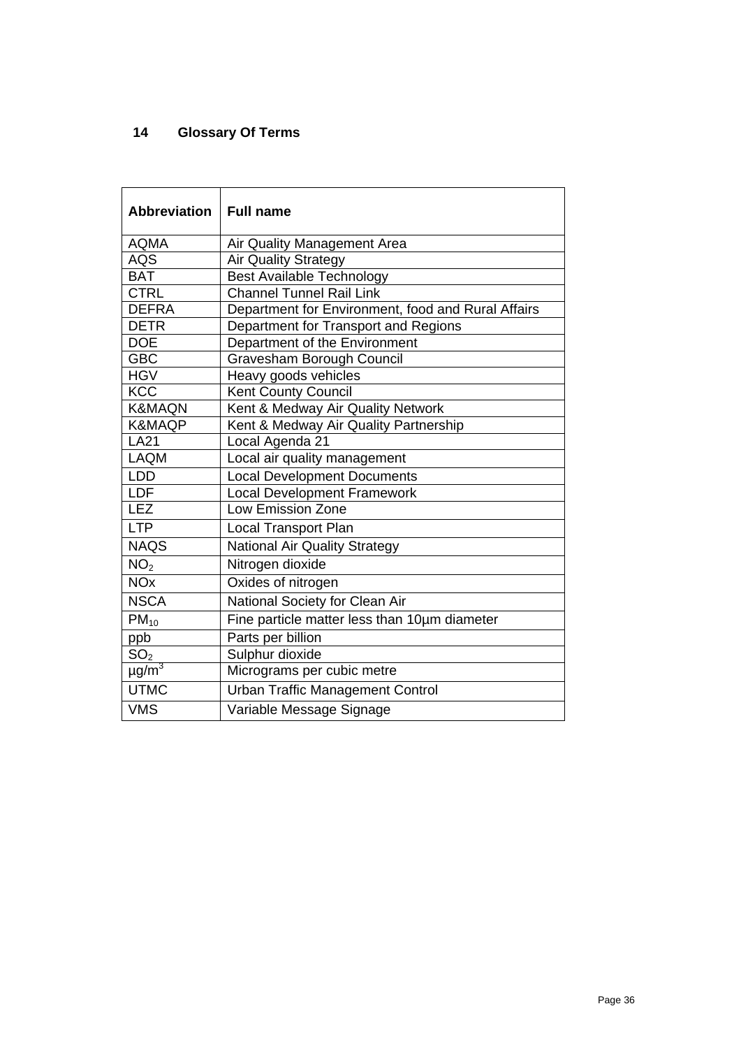## 14 Glossary Of Terms

| Abbreviation | Full name |
|---|---|
| AQMA | Air Quality Management Area |
| AQS | Air Quality Strategy |
| BAT | Best Available Technology |
| CTRL | Channel Tunnel Rail Link |
| DEFRA | Department for Environment, food and Rural Affairs |
| DETR | Department for Transport and Regions |
| DOE | Department of the Environment |
| GBC | Gravesham Borough Council |
| HGV | Heavy goods vehicles |
| KCC | Kent County Council |
| K&MAQN | Kent & Medway Air Quality Network |
| K&MAQP | Kent & Medway Air Quality Partnership |
| LA21 | Local Agenda 21 |
| LAQM | Local air quality management |
| LDD | Local Development Documents |
| LDF | Local Development Framework |
| LEZ | Low Emission Zone |
| LTP | Local Transport Plan |
| NAQS | National Air Quality Strategy |
| $NO_2$ | Nitrogen dioxide |
| NOx | Oxides of nitrogen |
| NSCA | National Society for Clean Air |
| $PM_{10}$ | Fine particle matter less than 10µm diameter |
| ppb | Parts per billion |
| $SO_2$ | Sulphur dioxide |
| $\mu g/m^3$ | Micrograms per cubic metre |
| UTMC | Urban Traffic Management Control |
| VMS | Variable Message Signage |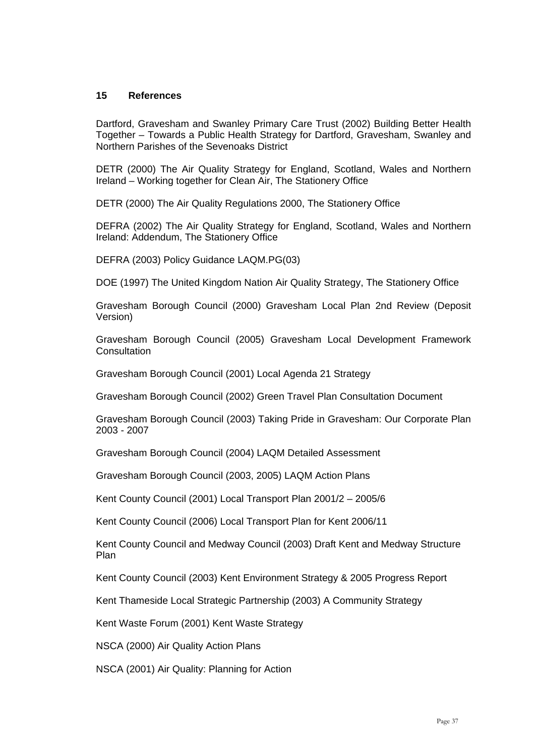## 15 References

Dartford, Gravesham and Swanley Primary Care Trust (2002) Building Better Health Together – Towards a Public Health Strategy for Dartford, Gravesham, Swanley and Northern Parishes of the Sevenoaks District

DETR (2000) The Air Quality Strategy for England, Scotland, Wales and Northern Ireland – Working together for Clean Air, The Stationery Office

DETR (2000) The Air Quality Regulations 2000, The Stationery Office

DEFRA (2002) The Air Quality Strategy for England, Scotland, Wales and Northern Ireland: Addendum, The Stationery Office

DEFRA (2003) Policy Guidance LAQM.PG(03)

DOE (1997) The United Kingdom Nation Air Quality Strategy, The Stationery Office

Gravesham Borough Council (2000) Gravesham Local Plan 2nd Review (Deposit Version)

Gravesham Borough Council (2005) Gravesham Local Development Framework Consultation

Gravesham Borough Council (2001) Local Agenda 21 Strategy

Gravesham Borough Council (2002) Green Travel Plan Consultation Document

Gravesham Borough Council (2003) Taking Pride in Gravesham: Our Corporate Plan 2003 - 2007

Gravesham Borough Council (2004) LAQM Detailed Assessment

Gravesham Borough Council (2003, 2005) LAQM Action Plans

Kent County Council (2001) Local Transport Plan 2001/2 – 2005/6

Kent County Council (2006) Local Transport Plan for Kent 2006/11

Kent County Council and Medway Council (2003) Draft Kent and Medway Structure Plan

Kent County Council (2003) Kent Environment Strategy & 2005 Progress Report

Kent Thameside Local Strategic Partnership (2003) A Community Strategy

Kent Waste Forum (2001) Kent Waste Strategy

NSCA (2000) Air Quality Action Plans

NSCA (2001) Air Quality: Planning for Action